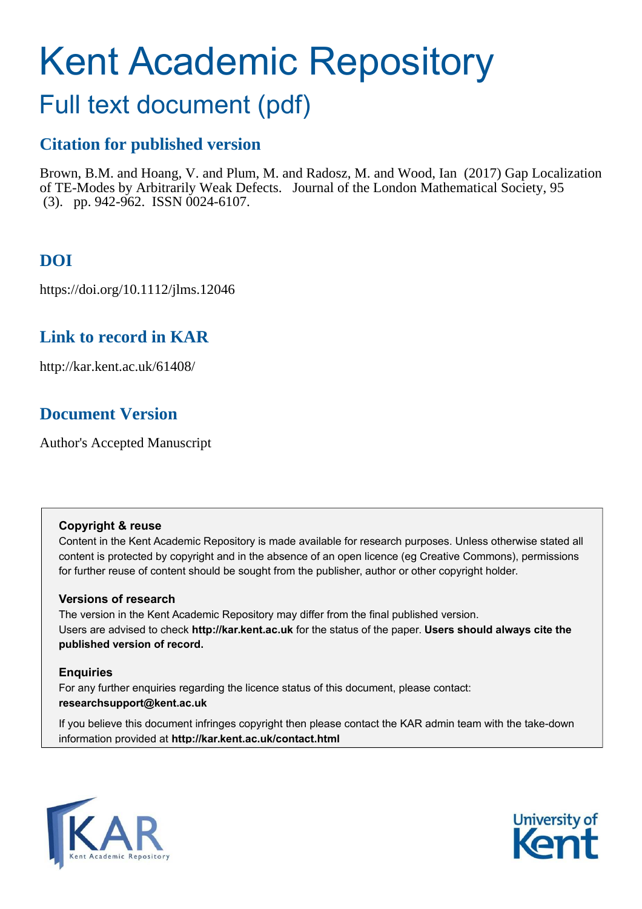# Kent Academic Repository

## Full text document (pdf)

### Citation for published version

Brown, B.M. and Hoang, V. and Plum, M. and Radosz, M. and Wood, Ian (2017) Gap Localization of TE-Modes by Arbitrarily Weak Defects. Journal of the London Mathematical Society, 95 (3). pp. 942-962. ISSN 0024-6107.

### DOI

https://doi.org/10.1112/jlms.12046

### Link to record in KAR

http://kar.kent.ac.uk/61408/

### Document Version

Author's Accepted Manuscript

**Copyright & reuse**

Content in the Kent Academic Repository is made available for research purposes. Unless otherwise stated all content is protected by copyright and in the absence of an open licence (eg Creative Commons), permissions for further reuse of content should be sought from the publisher, author or other copyright holder.

**Versions of research**

The version in the Kent Academic Repository may differ from the final published version. Users are advised to check **http://kar.kent.ac.uk** for the status of the paper. **Users should always cite the published version of record.**

**Enquiries**

For any further enquiries regarding the licence status of this document, please contact: **researchsupport@kent.ac.uk**

If you believe this document infringes copyright then please contact the KAR admin team with the take-down information provided at **http://kar.kent.ac.uk/contact.html**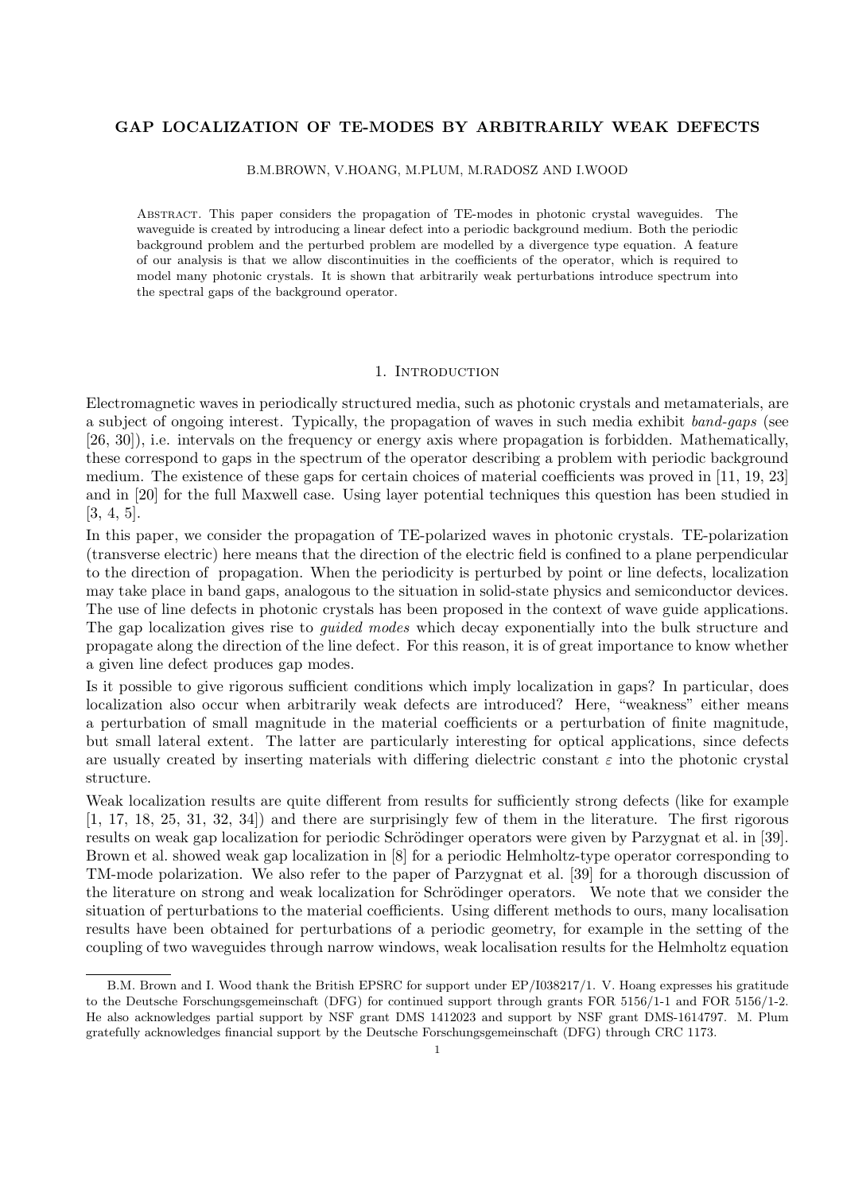# GAP LOCALIZATION OF TE-MODES BY ARBITRARILY WEAK DEFECTS

B.M.BROWN, V.HOANG, M.PLUM, M.RADOSZ AND I.WOOD

Abstract. This paper considers the propagation of TE-modes in photonic crystal waveguides. The waveguide is created by introducing a linear defect into a periodic background medium. Both the periodic background problem and the perturbed problem are modelled by a divergence type equation. A feature of our analysis is that we allow discontinuities in the coefficients of the operator, which is required to model many photonic crystals. It is shown that arbitrarily weak perturbations introduce spectrum into the spectral gaps of the background operator.

## 1. Introduction

Electromagnetic waves in periodically structured media, such as photonic crystals and metamaterials, are a subject of ongoing interest. Typically, the propagation of waves in such media exhibit *band-gaps* (see [26, 30]), i.e. intervals on the frequency or energy axis where propagation is forbidden. Mathematically, these correspond to gaps in the spectrum of the operator describing a problem with periodic background medium. The existence of these gaps for certain choices of material coefficients was proved in [11, 19, 23] and in [20] for the full Maxwell case. Using layer potential techniques this question has been studied in [3, 4, 5].

In this paper, we consider the propagation of TE-polarized waves in photonic crystals. TE-polarization (transverse electric) here means that the direction of the electric field is confined to a plane perpendicular to the direction of propagation. When the periodicity is perturbed by point or line defects, localization may take place in band gaps, analogous to the situation in solid-state physics and semiconductor devices. The use of line defects in photonic crystals has been proposed in the context of wave guide applications. The gap localization gives rise to *guided modes* which decay exponentially into the bulk structure and propagate along the direction of the line defect. For this reason, it is of great importance to know whether a given line defect produces gap modes.

Is it possible to give rigorous sufficient conditions which imply localization in gaps? In particular, does localization also occur when arbitrarily weak defects are introduced? Here, "weakness" either means a perturbation of small magnitude in the material coefficients or a perturbation of finite magnitude, but small lateral extent. The latter are particularly interesting for optical applications, since defects are usually created by inserting materials with differing dielectric constant $\varepsilon$ into the photonic crystal structure.

Weak localization results are quite different from results for sufficiently strong defects (like for example [1, 17, 18, 25, 31, 32, 34]) and there are surprisingly few of them in the literature. The first rigorous results on weak gap localization for periodic Schrödinger operators were given by Parzygnat et al. in [39]. Brown et al. showed weak gap localization in [8] for a periodic Helmholtz-type operator corresponding to TM-mode polarization. We also refer to the paper of Parzygnat et al. [39] for a thorough discussion of the literature on strong and weak localization for Schrödinger operators. We note that we consider the situation of perturbations to the material coefficients. Using different methods to ours, many localisation results have been obtained for perturbations of a periodic geometry, for example in the setting of the coupling of two waveguides through narrow windows, weak localisation results for the Helmholtz equation

B.M. Brown and I. Wood thank the British EPSRC for support under EP/I038217/1. V. Hoang expresses his gratitude to the Deutsche Forschungsgemeinschaft (DFG) for continued support through grants FOR 5156/1-1 and FOR 5156/1-2. He also acknowledges partial support by NSF grant DMS 1412023 and support by NSF grant DMS-1614797. M. Plum gratefully acknowledges financial support by the Deutsche Forschungsgemeinschaft (DFG) through CRC 1173.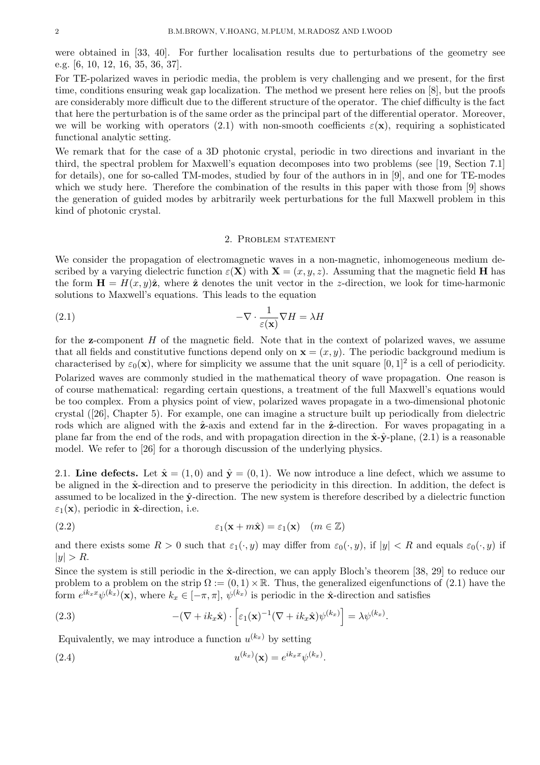were obtained in [33, 40]. For further localisation results due to perturbations of the geometry see e.g. [6, 10, 12, 16, 35, 36, 37].

For TE-polarized waves in periodic media, the problem is very challenging and we present, for the first time, conditions ensuring weak gap localization. The method we present here relies on [8], but the proofs are considerably more difficult due to the different structure of the operator. The chief difficulty is the fact that here the perturbation is of the same order as the principal part of the differential operator. Moreover, we will be working with operators (2.1) with non-smooth coefficients $\varepsilon(\mathbf{x})$, requiring a sophisticated functional analytic setting.

We remark that for the case of a 3D photonic crystal, periodic in two directions and invariant in the third, the spectral problem for Maxwell's equation decomposes into two problems (see [19, Section 7.1] for details), one for so-called TM-modes, studied by four of the authors in in [9], and one for TE-modes which we study here. Therefore the combination of the results in this paper with those from [9] shows the generation of guided modes by arbitrarily week perturbations for the full Maxwell problem in this kind of photonic crystal.

## 2. Problem statement

We consider the propagation of electromagnetic waves in a non-magnetic, inhomogeneous medium described by a varying dielectric function $\varepsilon(\mathbf{X})$ with $\mathbf{X} = (x, y, z)$. Assuming that the magnetic field $\mathbf{H}$ has the form $\mathbf{H} = H(x, y)\hat{\mathbf{z}}$, where $\hat{\mathbf{z}}$ denotes the unit vector in the $z$-direction, we look for time-harmonic solutions to Maxwell's equations. This leads to the equation

$$-\nabla \cdot \frac{1}{\varepsilon(\mathbf{x})} \nabla H = \lambda H \tag{2.1}$$

for the $\mathbf{z}$-component $H$ of the magnetic field. Note that in the context of polarized waves, we assume that all fields and constitutive functions depend only on $\mathbf{x} = (x, y)$. The periodic background medium is characterised by $\varepsilon_0(\mathbf{x})$, where for simplicity we assume that the unit square $[0, 1]^2$ is a cell of periodicity.

Polarized waves are commonly studied in the mathematical theory of wave propagation. One reason is of course mathematical: regarding certain questions, a treatment of the full Maxwell's equations would be too complex. From a physics point of view, polarized waves propagate in a two-dimensional photonic crystal ([26], Chapter 5). For example, one can imagine a structure built up periodically from dielectric rods which are aligned with the $\hat{\mathbf{z}}$-axis and extend far in the $\hat{\mathbf{z}}$-direction. For waves propagating in a plane far from the end of the rods, and with propagation direction in the $\hat{\mathbf{x}}$-$\hat{\mathbf{y}}$-plane, (2.1) is a reasonable model. We refer to [26] for a thorough discussion of the underlying physics.

**2.1. Line defects.** Let $\hat{\mathbf{x}} = (1, 0)$ and $\hat{\mathbf{y}} = (0, 1)$. We now introduce a line defect, which we assume to be aligned in the $\hat{\mathbf{x}}$-direction and to preserve the periodicity in this direction. In addition, the defect is assumed to be localized in the $\hat{\mathbf{y}}$-direction. The new system is therefore described by a dielectric function $\varepsilon_1(\mathbf{x})$, periodic in $\hat{\mathbf{x}}$-direction, i.e.

$$\varepsilon_1(\mathbf{x} + m\hat{\mathbf{x}}) = \varepsilon_1(\mathbf{x}) \quad (m \in \mathbb{Z}) \tag{2.2}$$

and there exists some $R > 0$ such that $\varepsilon_1(\cdot, y)$ may differ from $\varepsilon_0(\cdot, y)$, if $|y| < R$ and equals $\varepsilon_0(\cdot, y)$ if $|y| > R$.

Since the system is still periodic in the $\hat{\mathbf{x}}$-direction, we can apply Bloch's theorem [38, 29] to reduce our problem to a problem on the strip $\Omega := (0, 1) \times \mathbb{R}$. Thus, the generalized eigenfunctions of (2.1) have the form $e^{ik_x x}\psi^{(k_x)}(\mathbf{x})$, where $k_x \in [-\pi, \pi]$, $\psi^{(k_x)}$ is periodic in the $\hat{\mathbf{x}}$-direction and satisfies

$$-(\nabla + ik_x\hat{\mathbf{x}}) \cdot \left[\varepsilon_1(\mathbf{x})^{-1}(\nabla + ik_x\hat{\mathbf{x}})\psi^{(k_x)}\right] = \lambda\psi^{(k_x)}. \tag{2.3}$$

Equivalently, we may introduce a function $u^{(k_x)}$ by setting

$$u^{(k_x)}(\mathbf{x}) = e^{ik_x x}\psi^{(k_x)}. \tag{2.4}$$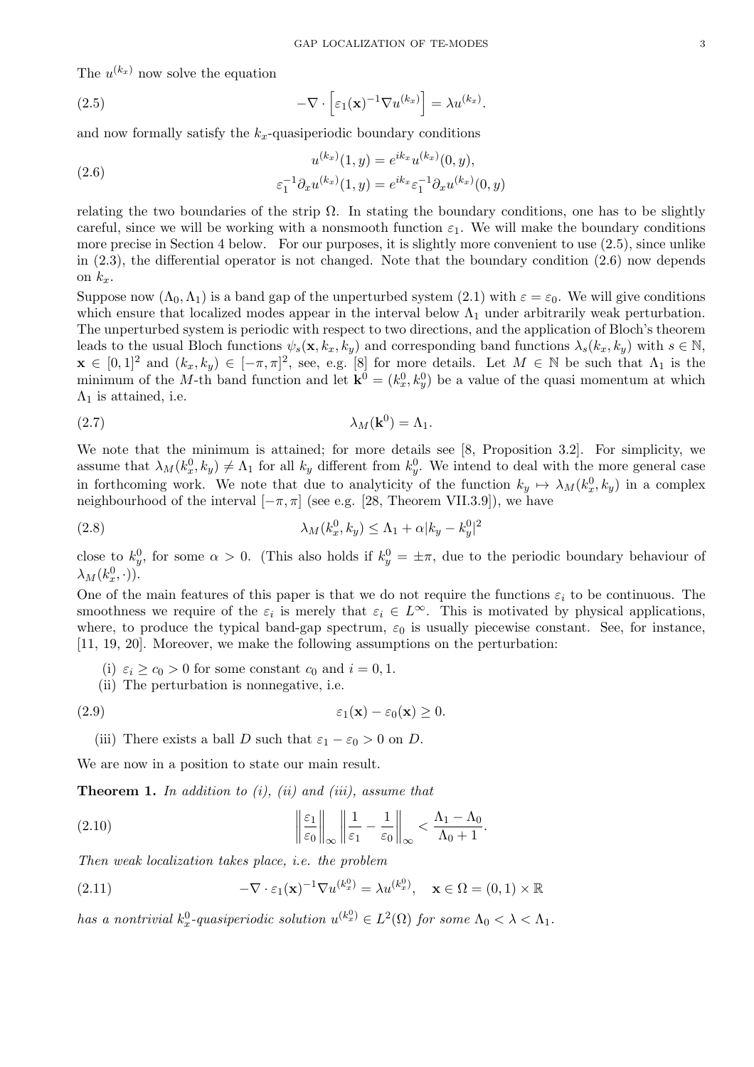The $u^{(k_x)}$ now solve the equation

$$-\nabla \cdot \left[\varepsilon_1(\mathbf{x})^{-1}\nabla u^{(k_x)}\right] = \lambda u^{(k_x)}. \tag{2.5}$$

and now formally satisfy the $k_x$-quasiperiodic boundary conditions

$$\begin{aligned} u^{(k_x)}(1,y) &= e^{ik_x} u^{(k_x)}(0,y), \\ \varepsilon_1^{-1}\partial_x u^{(k_x)}(1,y) &= e^{ik_x}\varepsilon_1^{-1}\partial_x u^{(k_x)}(0,y) \end{aligned} \tag{2.6}$$

relating the two boundaries of the strip $\Omega$. In stating the boundary conditions, one has to be slightly careful, since we will be working with a nonsmooth function $\varepsilon_1$. We will make the boundary conditions more precise in Section 4 below. For our purposes, it is slightly more convenient to use (2.5), since unlike in (2.3), the differential operator is not changed. Note that the boundary condition (2.6) now depends on $k_x$.

Suppose now $(\Lambda_0, \Lambda_1)$ is a band gap of the unperturbed system (2.1) with $\varepsilon = \varepsilon_0$. We will give conditions which ensure that localized modes appear in the interval below $\Lambda_1$ under arbitrarily weak perturbation. The unperturbed system is periodic with respect to two directions, and the application of Bloch's theorem leads to the usual Bloch functions $\psi_s(\mathbf{x}, k_x, k_y)$ and corresponding band functions $\lambda_s(k_x, k_y)$ with $s \in \mathbb{N}$, $\mathbf{x} \in [0,1]^2$ and $(k_x, k_y) \in [-\pi, \pi]^2$, see, e.g. [8] for more details. Let $M \in \mathbb{N}$ be such that $\Lambda_1$ is the minimum of the $M$-th band function and let $\mathbf{k}^0 = (k_x^0, k_y^0)$ be a value of the quasi momentum at which $\Lambda_1$ is attained, i.e.

$$\lambda_M(\mathbf{k}^0) = \Lambda_1. \tag{2.7}$$

We note that the minimum is attained; for more details see [8, Proposition 3.2]. For simplicity, we assume that $\lambda_M(k_x^0, k_y) \neq \Lambda_1$ for all $k_y$ different from $k_y^0$. We intend to deal with the more general case in forthcoming work. We note that due to analyticity of the function $k_y \mapsto \lambda_M(k_x^0, k_y)$ in a complex neighbourhood of the interval $[-\pi, \pi]$ (see e.g. [28, Theorem VII.3.9]), we have

$$\lambda_M(k_x^0, k_y) \leq \Lambda_1 + \alpha |k_y - k_y^0|^2 \tag{2.8}$$

close to $k_y^0$, for some $\alpha > 0$. (This also holds if $k_y^0 = \pm\pi$, due to the periodic boundary behaviour of $\lambda_M(k_x^0, \cdot)$).

One of the main features of this paper is that we do not require the functions $\varepsilon_i$ to be continuous. The smoothness we require of the $\varepsilon_i$ is merely that $\varepsilon_i \in L^\infty$. This is motivated by physical applications, where, to produce the typical band-gap spectrum, $\varepsilon_0$ is usually piecewise constant. See, for instance, [11, 19, 20]. Moreover, we make the following assumptions on the perturbation:

(i) $\varepsilon_i \geq c_0 > 0$ for some constant $c_0$ and $i = 0, 1$.

(ii) The perturbation is nonnegative, i.e.

$$\varepsilon_1(\mathbf{x}) - \varepsilon_0(\mathbf{x}) \geq 0. \tag{2.9}$$

(iii) There exists a ball $D$ such that $\varepsilon_1 - \varepsilon_0 > 0$ on $D$.

We are now in a position to state our main result.

**Theorem 1.** *In addition to (i), (ii) and (iii), assume that*

$$\left\| \frac{\varepsilon_1}{\varepsilon_0} \right\|_\infty \left\| \frac{1}{\varepsilon_1} - \frac{1}{\varepsilon_0} \right\|_\infty < \frac{\Lambda_1 - \Lambda_0}{\Lambda_0 + 1}. \tag{2.10}$$

*Then weak localization takes place, i.e. the problem*

$$-\nabla \cdot \varepsilon_1(\mathbf{x})^{-1} \nabla u^{(k_x^0)} = \lambda u^{(k_x^0)}, \quad \mathbf{x} \in \Omega = (0,1) \times \mathbb{R} \tag{2.11}$$

*has a nontrivial $k_x^0$-quasiperiodic solution $u^{(k_x^0)} \in L^2(\Omega)$ for some $\Lambda_0 < \lambda < \Lambda_1$.*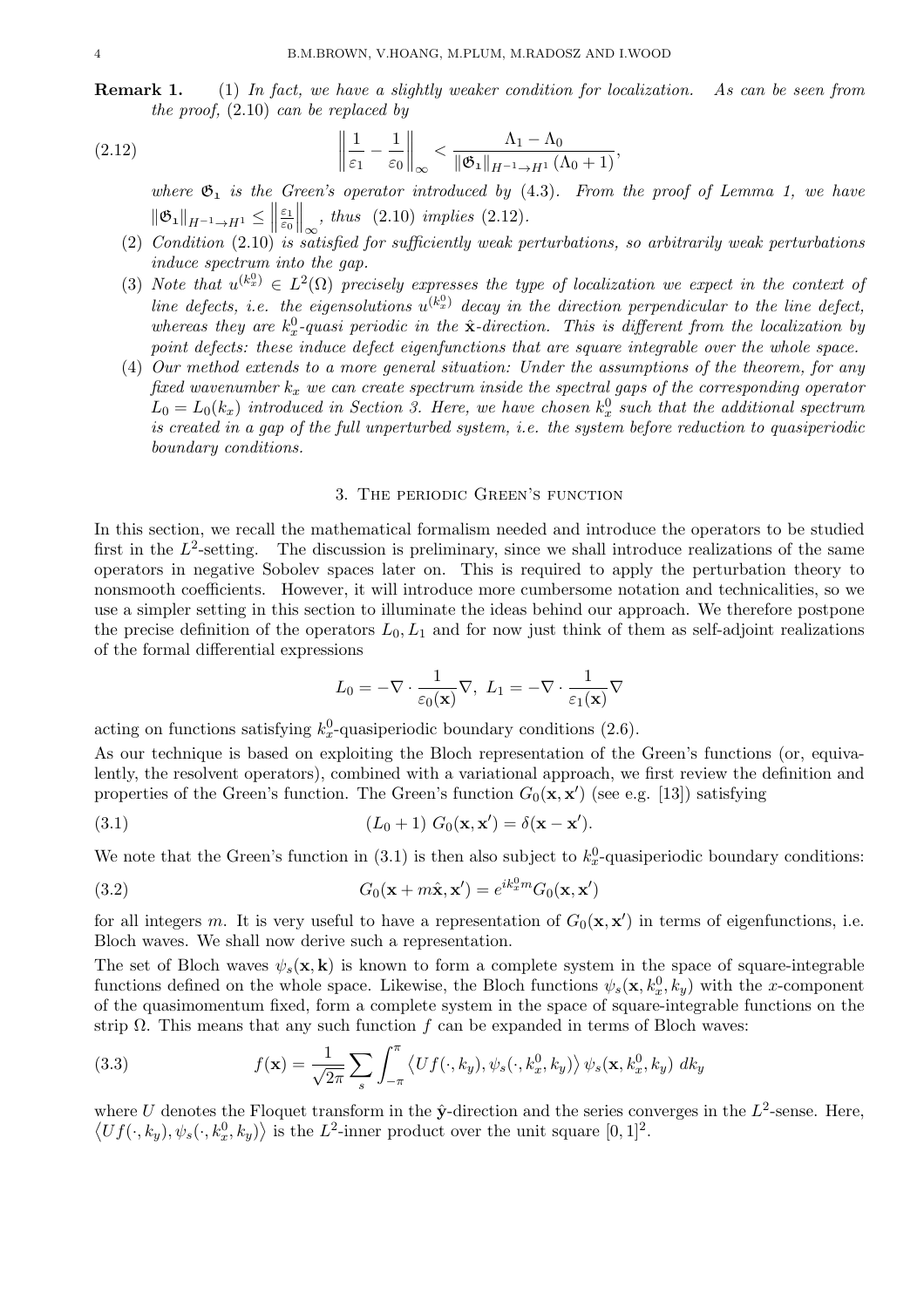**Remark 1.** (1) *In fact, we have a slightly weaker condition for localization. As can be seen from the proof,* (2.10) *can be replaced by*

$$\left\| \frac{1}{\varepsilon_1} - \frac{1}{\varepsilon_0} \right\|_\infty < \frac{\Lambda_1 - \Lambda_0}{\|\mathfrak{G}_1\|_{H^{-1}\to H^1}(\Lambda_0 + 1)}, \tag{2.12}$$

*where $\mathfrak{G}_1$ is the Green's operator introduced by* (4.3)*. From the proof of Lemma 1, we have $\|\mathfrak{G}_1\|_{H^{-1}\to H^1} \le \left\| \frac{\varepsilon_1}{\varepsilon_0} \right\|_\infty$, thus* (2.10) *implies* (2.12)*.*

(2) *Condition* (2.10) *is satisfied for sufficiently weak perturbations, so arbitrarily weak perturbations induce spectrum into the gap.*

(3) *Note that $u^{(k_x^0)} \in L^2(\Omega)$ precisely expresses the type of localization we expect in the context of line defects, i.e. the eigensolutions $u^{(k_x^0)}$ decay in the direction perpendicular to the line defect, whereas they are $k_x^0$-quasi periodic in the $\hat{\mathbf{x}}$-direction. This is different from the localization by point defects: these induce defect eigenfunctions that are square integrable over the whole space.*

(4) *Our method extends to a more general situation: Under the assumptions of the theorem, for any fixed wavenumber $k_x$ we can create spectrum inside the spectral gaps of the corresponding operator $L_0 = L_0(k_x)$ introduced in Section 3. Here, we have chosen $k_x^0$ such that the additional spectrum is created in a gap of the full unperturbed system, i.e. the system before reduction to quasiperiodic boundary conditions.*

## 3. The periodic Green's function

In this section, we recall the mathematical formalism needed and introduce the operators to be studied first in the $L^2$-setting. The discussion is preliminary, since we shall introduce realizations of the same operators in negative Sobolev spaces later on. This is required to apply the perturbation theory to nonsmooth coefficients. However, it will introduce more cumbersome notation and technicalities, so we use a simpler setting in this section to illuminate the ideas behind our approach. We therefore postpone the precise definition of the operators $L_0, L_1$ and for now just think of them as self-adjoint realizations of the formal differential expressions

$$L_0 = -\nabla \cdot \frac{1}{\varepsilon_0(\mathbf{x})}\nabla, \; L_1 = -\nabla \cdot \frac{1}{\varepsilon_1(\mathbf{x})}\nabla$$

acting on functions satisfying $k_x^0$-quasiperiodic boundary conditions (2.6).

As our technique is based on exploiting the Bloch representation of the Green's functions (or, equivalently, the resolvent operators), combined with a variational approach, we first review the definition and properties of the Green's function. The Green's function $G_0(\mathbf{x}, \mathbf{x}')$ (see e.g. [13]) satisfying

$$(L_0 + 1)\; G_0(\mathbf{x}, \mathbf{x}') = \delta(\mathbf{x} - \mathbf{x}'). \tag{3.1}$$

We note that the Green's function in (3.1) is then also subject to $k_x^0$-quasiperiodic boundary conditions:

$$G_0(\mathbf{x} + m\hat{\mathbf{x}}, \mathbf{x}') = e^{ik_x^0 m} G_0(\mathbf{x}, \mathbf{x}') \tag{3.2}$$

for all integers $m$. It is very useful to have a representation of $G_0(\mathbf{x}, \mathbf{x}')$ in terms of eigenfunctions, i.e. Bloch waves. We shall now derive such a representation.

The set of Bloch waves $\psi_s(\mathbf{x}, \mathbf{k})$ is known to form a complete system in the space of square-integrable functions defined on the whole space. Likewise, the Bloch functions $\psi_s(\mathbf{x}, k_x^0, k_y)$ with the $x$-component of the quasimomentum fixed, form a complete system in the space of square-integrable functions on the strip $\Omega$. This means that any such function $f$ can be expanded in terms of Bloch waves:

$$f(\mathbf{x}) = \frac{1}{\sqrt{2\pi}} \sum_s \int_{-\pi}^{\pi} \left\langle Uf(\cdot, k_y), \psi_s(\cdot, k_x^0, k_y) \right\rangle \psi_s(\mathbf{x}, k_x^0, k_y)\; dk_y \tag{3.3}$$

where $U$ denotes the Floquet transform in the $\hat{\mathbf{y}}$-direction and the series converges in the $L^2$-sense. Here, $\left\langle Uf(\cdot, k_y), \psi_s(\cdot, k_x^0, k_y) \right\rangle$ is the $L^2$-inner product over the unit square $[0,1]^2$.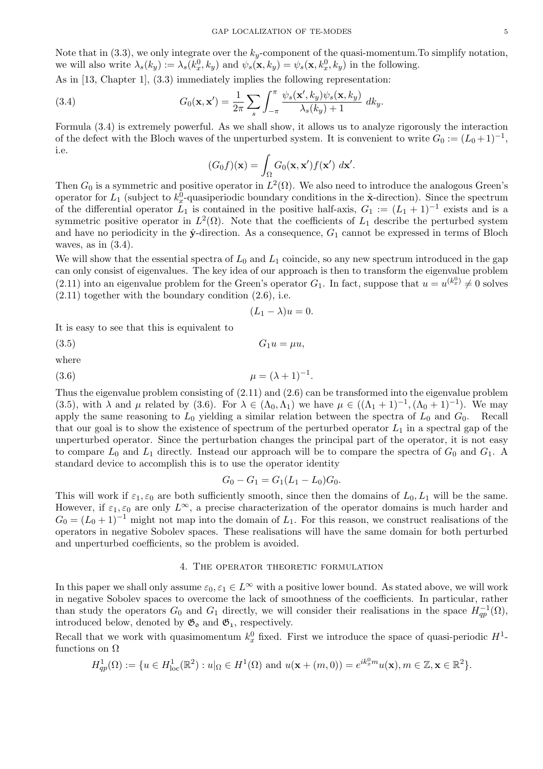Note that in (3.3), we only integrate over the $k_y$-component of the quasi-momentum.To simplify notation, we will also write $\lambda_s(k_y) := \lambda_s(k_x^0, k_y)$ and $\psi_s(\mathbf{x}, k_y) = \psi_s(\mathbf{x}, k_x^0, k_y)$ in the following.

As in [13, Chapter 1], (3.3) immediately implies the following representation:

$$G_0(\mathbf{x}, \mathbf{x}') = \frac{1}{2\pi} \sum_s \int_{-\pi}^{\pi} \frac{\psi_s(\mathbf{x}', k_y)\psi_s(\mathbf{x}, k_y)}{\lambda_s(k_y) + 1} \, dk_y. \tag{3.4}$$

Formula (3.4) is extremely powerful. As we shall show, it allows us to analyze rigorously the interaction of the defect with the Bloch waves of the unperturbed system. It is convenient to write $G_0 := (L_0 + 1)^{-1}$, i.e.

$$(G_0 f)(\mathbf{x}) = \int_\Omega G_0(\mathbf{x}, \mathbf{x}') f(\mathbf{x}') \, d\mathbf{x}'.$$

Then $G_0$ is a symmetric and positive operator in $L^2(\Omega)$. We also need to introduce the analogous Green's operator for $L_1$ (subject to $k_x^0$-quasiperiodic boundary conditions in the $\hat{\mathbf{x}}$-direction). Since the spectrum of the differential operator $L_1$ is contained in the positive half-axis, $G_1 := (L_1 + 1)^{-1}$ exists and is a symmetric positive operator in $L^2(\Omega)$. Note that the coefficients of $L_1$ describe the perturbed system and have no periodicity in the $\hat{\mathbf{y}}$-direction. As a consequence, $G_1$ cannot be expressed in terms of Bloch waves, as in (3.4).

We will show that the essential spectra of $L_0$ and $L_1$ coincide, so any new spectrum introduced in the gap can only consist of eigenvalues. The key idea of our approach is then to transform the eigenvalue problem (2.11) into an eigenvalue problem for the Green's operator $G_1$. In fact, suppose that $u = u^{(k_x^0)} \neq 0$ solves (2.11) together with the boundary condition (2.6), i.e.

$$(L_1 - \lambda)u = 0.$$

It is easy to see that this is equivalent to

$$G_1 u = \mu u, \tag{3.5}$$

where

$$\mu = (\lambda + 1)^{-1}. \tag{3.6}$$

Thus the eigenvalue problem consisting of (2.11) and (2.6) can be transformed into the eigenvalue problem (3.5), with $\lambda$ and $\mu$ related by (3.6). For $\lambda \in (\Lambda_0, \Lambda_1)$ we have $\mu \in ((\Lambda_1 + 1)^{-1}, (\Lambda_0 + 1)^{-1})$. We may apply the same reasoning to $L_0$ yielding a similar relation between the spectra of $L_0$ and $G_0$. Recall that our goal is to show the existence of spectrum of the perturbed operator $L_1$ in a spectral gap of the unperturbed operator. Since the perturbation changes the principal part of the operator, it is not easy to compare $L_0$ and $L_1$ directly. Instead our approach will be to compare the spectra of $G_0$ and $G_1$. A standard device to accomplish this is to use the operator identity

$$G_0 - G_1 = G_1(L_1 - L_0)G_0.$$

This will work if $\varepsilon_1, \varepsilon_0$ are both sufficiently smooth, since then the domains of $L_0, L_1$ will be the same. However, if $\varepsilon_1, \varepsilon_0$ are only $L^\infty$, a precise characterization of the operator domains is much harder and $G_0 = (L_0 + 1)^{-1}$ might not map into the domain of $L_1$. For this reason, we construct realisations of the operators in negative Sobolev spaces. These realisations will have the same domain for both perturbed and unperturbed coefficients, so the problem is avoided.

## 4. The operator theoretic formulation

In this paper we shall only assume $\varepsilon_0, \varepsilon_1 \in L^\infty$ with a positive lower bound. As stated above, we will work in negative Sobolev spaces to overcome the lack of smoothness of the coefficients. In particular, rather than study the operators $G_0$ and $G_1$ directly, we will consider their realisations in the space $H_{qp}^{-1}(\Omega)$, introduced below, denoted by $\mathfrak{G}_0$ and $\mathfrak{G}_1$, respectively.

Recall that we work with quasimomentum $k_x^0$ fixed. First we introduce the space of quasi-periodic $H^1$-functions on $\Omega$

$$H_{qp}^1(\Omega) := \{u \in H_{\mathrm{loc}}^1(\mathbb{R}^2) : u|_\Omega \in H^1(\Omega) \text{ and } u(\mathbf{x} + (m, 0)) = e^{ik_x^0 m} u(\mathbf{x}), m \in \mathbb{Z}, \mathbf{x} \in \mathbb{R}^2\}.$$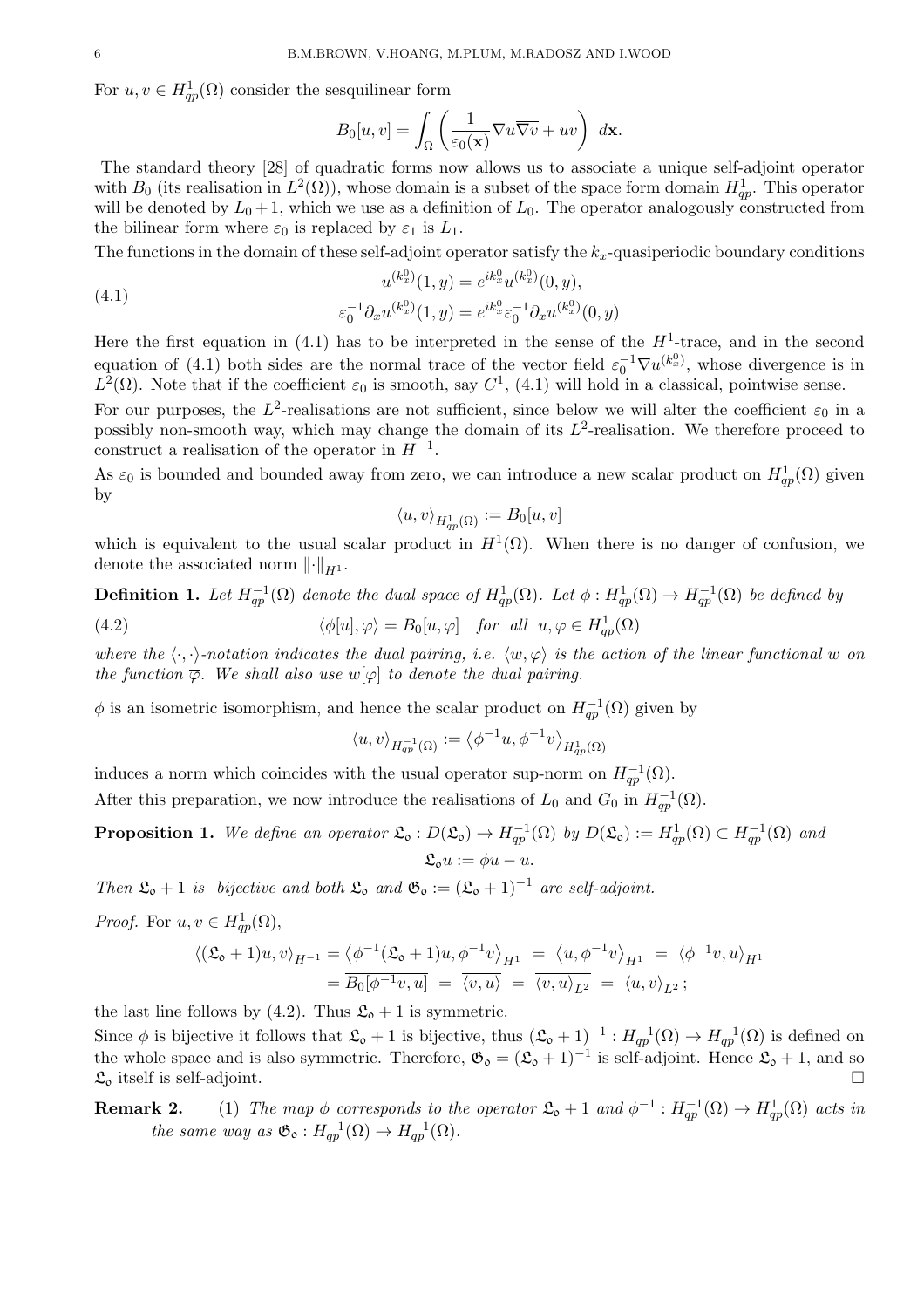For $u, v \in H^1_{qp}(\Omega)$ consider the sesquilinear form

$$B_0[u,v] = \int_\Omega \left( \frac{1}{\varepsilon_0(\mathbf{x})} \nabla u \overline{\nabla v} + u\overline{v} \right) \, d\mathbf{x}.$$

The standard theory [28] of quadratic forms now allows us to associate a unique self-adjoint operator with $B_0$ (its realisation in $L^2(\Omega)$), whose domain is a subset of the space form domain $H^1_{qp}$. This operator will be denoted by $L_0 + 1$, which we use as a definition of $L_0$. The operator analogously constructed from the bilinear form where $\varepsilon_0$ is replaced by $\varepsilon_1$ is $L_1$.

The functions in the domain of these self-adjoint operator satisfy the $k_x$-quasiperiodic boundary conditions

$$\begin{aligned} u^{(k_x^0)}(1,y) &= e^{ik_x^0} u^{(k_x^0)}(0,y), \\ \varepsilon_0^{-1} \partial_x u^{(k_x^0)}(1,y) &= e^{ik_x^0} \varepsilon_0^{-1} \partial_x u^{(k_x^0)}(0,y) \end{aligned} \tag{4.1}$$

Here the first equation in (4.1) has to be interpreted in the sense of the $H^1$-trace, and in the second equation of (4.1) both sides are the normal trace of the vector field $\varepsilon_0^{-1}\nabla u^{(k_x^0)}$, whose divergence is in $L^2(\Omega)$. Note that if the coefficient $\varepsilon_0$ is smooth, say $C^1$, (4.1) will hold in a classical, pointwise sense.

For our purposes, the $L^2$-realisations are not sufficient, since below we will alter the coefficient $\varepsilon_0$ in a possibly non-smooth way, which may change the domain of its $L^2$-realisation. We therefore proceed to construct a realisation of the operator in $H^{-1}$.

As $\varepsilon_0$ is bounded and bounded away from zero, we can introduce a new scalar product on $H^1_{qp}(\Omega)$ given by

$$\langle u, v \rangle_{H^1_{qp}(\Omega)} := B_0[u,v]$$

which is equivalent to the usual scalar product in $H^1(\Omega)$. When there is no danger of confusion, we denote the associated norm $\|\cdot\|_{H^1}$.

**Definition 1.** *Let $H^{-1}_{qp}(\Omega)$ denote the dual space of $H^1_{qp}(\Omega)$. Let $\phi : H^1_{qp}(\Omega) \to H^{-1}_{qp}(\Omega)$ be defined by*

$$\langle \phi[u], \varphi \rangle = B_0[u, \varphi] \quad \text{for all} \quad u, \varphi \in H^1_{qp}(\Omega) \tag{4.2}$$

*where the $\langle \cdot, \cdot \rangle$-notation indicates the dual pairing, i.e. $\langle w, \varphi \rangle$ is the action of the linear functional $w$ on the function $\overline{\varphi}$. We shall also use $w[\varphi]$ to denote the dual pairing.*

$\phi$ is an isometric isomorphism, and hence the scalar product on $H^{-1}_{qp}(\Omega)$ given by

$$\langle u, v \rangle_{H^{-1}_{qp}(\Omega)} := \left\langle \phi^{-1} u, \phi^{-1} v \right\rangle_{H^1_{qp}(\Omega)}$$

induces a norm which coincides with the usual operator sup-norm on $H^{-1}_{qp}(\Omega)$.

After this preparation, we now introduce the realisations of $L_0$ and $G_0$ in $H^{-1}_{qp}(\Omega)$.

**Proposition 1.** *We define an operator $\mathfrak{L}_\mathfrak{o} : D(\mathfrak{L}_\mathfrak{o}) \to H^{-1}_{qp}(\Omega)$ by $D(\mathfrak{L}_\mathfrak{o}) := H^1_{qp}(\Omega) \subset H^{-1}_{qp}(\Omega)$ and*

$$\mathfrak{L}_\mathfrak{o} u := \phi u - u.$$

*Then $\mathfrak{L}_\mathfrak{o} + 1$ is bijective and both $\mathfrak{L}_\mathfrak{o}$ and $\mathfrak{G}_\mathfrak{o} := (\mathfrak{L}_\mathfrak{o} + 1)^{-1}$ are self-adjoint.*

*Proof.* For $u, v \in H^1_{qp}(\Omega)$,

$$\begin{aligned} \langle (\mathfrak{L}_\mathfrak{o} + 1) u, v \rangle_{H^{-1}} &= \left\langle \phi^{-1}(\mathfrak{L}_\mathfrak{o} + 1) u, \phi^{-1} v \right\rangle_{H^1} \; = \; \left\langle u, \phi^{-1} v \right\rangle_{H^1} \; = \; \overline{\langle \phi^{-1} v, u \rangle_{H^1}} \\ &= \overline{B_0[\phi^{-1} v, u]} \; = \; \overline{\langle v, u \rangle} \; = \; \overline{\langle v, u \rangle_{L^2}} \; = \; \langle u, v \rangle_{L^2}\,; \end{aligned}$$

the last line follows by (4.2). Thus $\mathfrak{L}_\mathfrak{o} + 1$ is symmetric.

Since $\phi$ is bijective it follows that $\mathfrak{L}_\mathfrak{o} + 1$ is bijective, thus $(\mathfrak{L}_\mathfrak{o} + 1)^{-1} : H^{-1}_{qp}(\Omega) \to H^{-1}_{qp}(\Omega)$ is defined on the whole space and is also symmetric. Therefore, $\mathfrak{G}_\mathfrak{o} = (\mathfrak{L}_\mathfrak{o} + 1)^{-1}$ is self-adjoint. Hence $\mathfrak{L}_\mathfrak{o} + 1$, and so $\mathfrak{L}_\mathfrak{o}$ itself is self-adjoint. $\square$

**Remark 2.** (1) *The map $\phi$ corresponds to the operator $\mathfrak{L}_\mathfrak{o} + 1$ and $\phi^{-1} : H^{-1}_{qp}(\Omega) \to H^1_{qp}(\Omega)$ acts in the same way as $\mathfrak{G}_\mathfrak{o} : H^{-1}_{qp}(\Omega) \to H^{-1}_{qp}(\Omega)$.*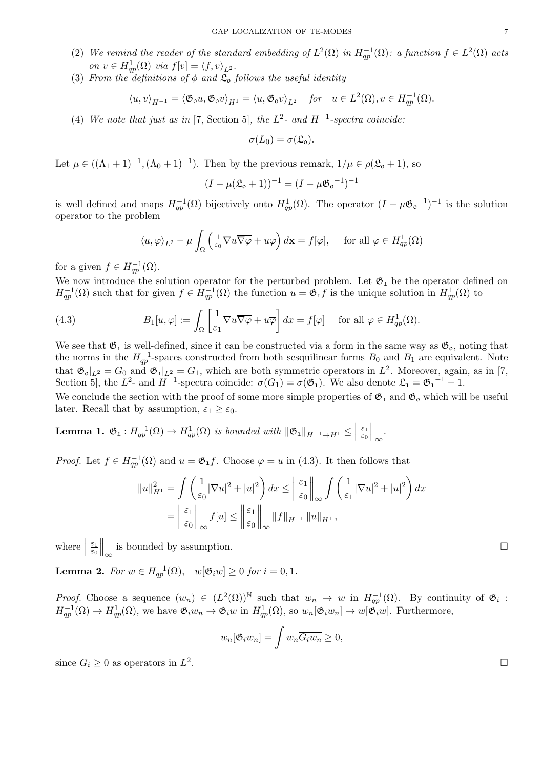(2) *We remind the reader of the standard embedding of $L^2(\Omega)$ in $H^{-1}_{qp}(\Omega)$: a function $f \in L^2(\Omega)$ acts on $v \in H^1_{qp}(\Omega)$ via $f[v] = \langle f, v\rangle_{L^2}$.*

(3) *From the definitions of $\phi$ and $\mathfrak{L}_\mathfrak{o}$ follows the useful identity*

$$\langle u, v\rangle_{H^{-1}} = \langle \mathfrak{G}_\mathfrak{o} u, \mathfrak{G}_\mathfrak{o} v\rangle_{H^1} = \langle u, \mathfrak{G}_\mathfrak{o} v\rangle_{L^2} \quad \text{for} \quad u \in L^2(\Omega), v \in H^{-1}_{qp}(\Omega).$$

(4) *We note that just as in* [7, Section 5]*, the $L^2$- and $H^{-1}$-spectra coincide:*

$$\sigma(L_0) = \sigma(\mathfrak{L}_\mathfrak{o}).$$

Let $\mu \in ((\Lambda_1 + 1)^{-1}, (\Lambda_0 + 1)^{-1})$. Then by the previous remark, $1/\mu \in \rho(\mathfrak{L}_\mathfrak{o} + 1)$, so

$$(I - \mu(\mathfrak{L}_\mathfrak{o} + 1))^{-1} = (I - \mu {\mathfrak{G}_\mathfrak{o}}^{-1})^{-1}$$

is well defined and maps $H^{-1}_{qp}(\Omega)$ bijectively onto $H^1_{qp}(\Omega)$. The operator $(I - \mu {\mathfrak{G}_\mathfrak{o}}^{-1})^{-1}$ is the solution operator to the problem

$$\langle u, \varphi\rangle_{L^2} - \mu \int_\Omega \left(\tfrac{1}{\varepsilon_0}\nabla u \overline{\nabla\varphi} + u\overline{\varphi}\right) d\mathbf{x} = f[\varphi], \quad \text{for all } \varphi \in H^1_{qp}(\Omega)$$

for a given $f \in H^{-1}_{qp}(\Omega)$.

We now introduce the solution operator for the perturbed problem. Let $\mathfrak{G}_1$ be the operator defined on $H^{-1}_{qp}(\Omega)$ such that for given $f \in H^{-1}_{qp}(\Omega)$ the function $u = \mathfrak{G}_1 f$ is the unique solution in $H^1_{qp}(\Omega)$ to

$$B_1[u, \varphi] := \int_\Omega \left[\frac{1}{\varepsilon_1}\nabla u \overline{\nabla\varphi} + u\overline{\varphi}\right] dx = f[\varphi] \quad \text{for all } \varphi \in H^1_{qp}(\Omega). \tag{4.3}$$

We see that $\mathfrak{G}_1$ is well-defined, since it can be constructed via a form in the same way as $\mathfrak{G}_\mathfrak{o}$, noting that the norms in the $H^{-1}_{qp}$-spaces constructed from both sesquilinear forms $B_0$ and $B_1$ are equivalent. Note that $\mathfrak{G}_\mathfrak{o}|_{L^2} = G_0$ and $\mathfrak{G}_1|_{L^2} = G_1$, which are both symmetric operators in $L^2$. Moreover, again, as in [7, Section 5], the $L^2$- and $H^{-1}$-spectra coincide: $\sigma(G_1) = \sigma(\mathfrak{G}_1)$. We also denote $\mathfrak{L}_1 = {\mathfrak{G}_1}^{-1} - 1$.

We conclude the section with the proof of some more simple properties of $\mathfrak{G}_1$ and $\mathfrak{G}_\mathfrak{o}$ which will be useful later. Recall that by assumption, $\varepsilon_1 \geq \varepsilon_0$.

**Lemma 1.** *$\mathfrak{G}_1 : H^{-1}_{qp}(\Omega) \to H^1_{qp}(\Omega)$ is bounded with $\|\mathfrak{G}_1\|_{H^{-1}\to H^1} \leq \left\|\frac{\varepsilon_1}{\varepsilon_0}\right\|_\infty$.*

*Proof.* Let $f \in H^{-1}_{qp}(\Omega)$ and $u = \mathfrak{G}_1 f$. Choose $\varphi = u$ in (4.3). It then follows that

$$\begin{aligned}
\|u\|^2_{H^1} &= \int \left(\frac{1}{\varepsilon_0}|\nabla u|^2 + |u|^2\right) dx \leq \left\|\frac{\varepsilon_1}{\varepsilon_0}\right\|_\infty \int \left(\frac{1}{\varepsilon_1}|\nabla u|^2 + |u|^2\right) dx \\
&= \left\|\frac{\varepsilon_1}{\varepsilon_0}\right\|_\infty f[u] \leq \left\|\frac{\varepsilon_1}{\varepsilon_0}\right\|_\infty \|f\|_{H^{-1}} \|u\|_{H^1},
\end{aligned}$$

where $\left\|\frac{\varepsilon_1}{\varepsilon_0}\right\|_\infty$ is bounded by assumption. $\square$

**Lemma 2.** *For $w \in H^{-1}_{qp}(\Omega)$, $\quad w[\mathfrak{G}_i w] \geq 0$ for $i = 0, 1$.*

*Proof.* Choose a sequence $(w_n) \in (L^2(\Omega))^\mathbb{N}$ such that $w_n \to w$ in $H^{-1}_{qp}(\Omega)$. By continuity of $\mathfrak{G}_i : H^{-1}_{qp}(\Omega) \to H^1_{qp}(\Omega)$, we have $\mathfrak{G}_i w_n \to \mathfrak{G}_i w$ in $H^1_{qp}(\Omega)$, so $w_n[\mathfrak{G}_i w_n] \to w[\mathfrak{G}_i w]$. Furthermore,

$$w_n[\mathfrak{G}_i w_n] = \int w_n \overline{G_i w_n} \geq 0,$$

since $G_i \geq 0$ as operators in $L^2$. $\square$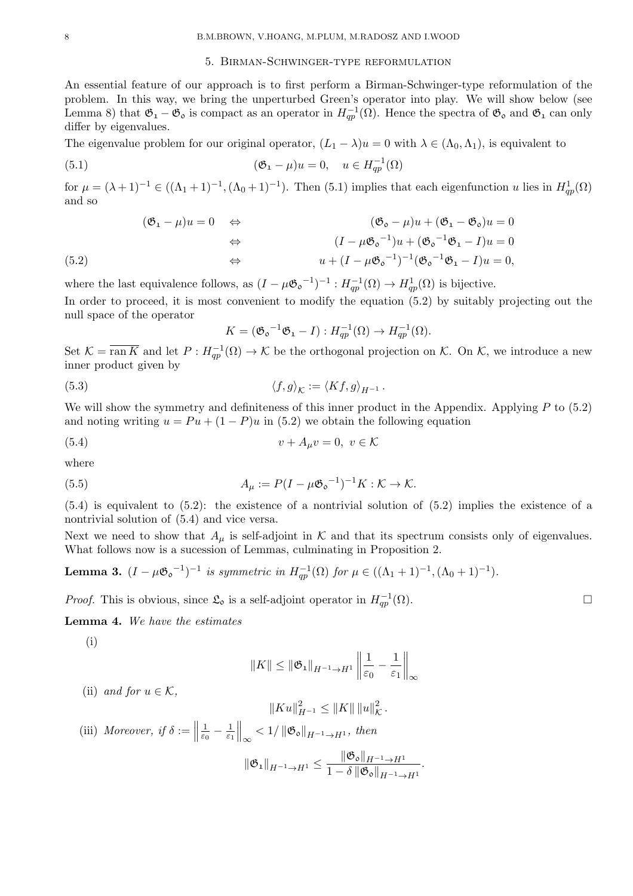## 5. Birman-Schwinger-type reformulation

An essential feature of our approach is to first perform a Birman-Schwinger-type reformulation of the problem. In this way, we bring the unperturbed Green's operator into play. We will show below (see Lemma 8) that $\mathfrak{G}_1 - \mathfrak{G}_o$ is compact as an operator in $H^{-1}_{qp}(\Omega)$. Hence the spectra of $\mathfrak{G}_o$ and $\mathfrak{G}_1$ can only differ by eigenvalues.

The eigenvalue problem for our original operator, $(L_1 - \lambda)u = 0$ with $\lambda \in (\Lambda_0, \Lambda_1)$, is equivalent to

$$(\mathfrak{G}_1 - \mu)u = 0, \quad u \in H^{-1}_{qp}(\Omega) \tag{5.1}$$

for $\mu = (\lambda+1)^{-1} \in ((\Lambda_1+1)^{-1}, (\Lambda_0+1)^{-1})$. Then (5.1) implies that each eigenfunction $u$ lies in $H^1_{qp}(\Omega)$ and so

$$\begin{aligned}
(\mathfrak{G}_1 - \mu)u = 0 \quad &\Leftrightarrow \quad (\mathfrak{G}_o - \mu)u + (\mathfrak{G}_1 - \mathfrak{G}_o)u = 0 \\
&\Leftrightarrow \quad (I - \mu\mathfrak{G}_o{}^{-1})u + (\mathfrak{G}_o{}^{-1}\mathfrak{G}_1 - I)u = 0 \\
&\Leftrightarrow \quad u + (I - \mu\mathfrak{G}_o{}^{-1})^{-1}(\mathfrak{G}_o{}^{-1}\mathfrak{G}_1 - I)u = 0,
\end{aligned} \tag{5.2}$$

where the last equivalence follows, as $(I - \mu\mathfrak{G}_o{}^{-1})^{-1} : H^{-1}_{qp}(\Omega) \to H^1_{qp}(\Omega)$ is bijective.

In order to proceed, it is most convenient to modify the equation (5.2) by suitably projecting out the null space of the operator

$$K = (\mathfrak{G}_o{}^{-1}\mathfrak{G}_1 - I) : H^{-1}_{qp}(\Omega) \to H^{-1}_{qp}(\Omega).$$

Set $\mathcal{K} = \overline{\operatorname{ran} K}$ and let $P : H^{-1}_{qp}(\Omega) \to \mathcal{K}$ be the orthogonal projection on $\mathcal{K}$. On $\mathcal{K}$, we introduce a new inner product given by

$$\langle f, g\rangle_{\mathcal{K}} := \langle Kf, g\rangle_{H^{-1}}. \tag{5.3}$$

We will show the symmetry and definiteness of this inner product in the Appendix. Applying $P$ to (5.2) and noting writing $u = Pu + (1-P)u$ in (5.2) we obtain the following equation

$$v + A_\mu v = 0, \ v \in \mathcal{K} \tag{5.4}$$

where

$$A_\mu := P(I - \mu\mathfrak{G}_o{}^{-1})^{-1}K : \mathcal{K} \to \mathcal{K}. \tag{5.5}$$

(5.4) is equivalent to (5.2): the existence of a nontrivial solution of (5.2) implies the existence of a nontrivial solution of (5.4) and vice versa.

Next we need to show that $A_\mu$ is self-adjoint in $\mathcal{K}$ and that its spectrum consists only of eigenvalues. What follows now is a sucession of Lemmas, culminating in Proposition 2.

**Lemma 3.** *$(I - \mu\mathfrak{G}_o{}^{-1})^{-1}$ is symmetric in $H^{-1}_{qp}(\Omega)$ for $\mu \in ((\Lambda_1+1)^{-1}, (\Lambda_0+1)^{-1})$.*

*Proof.* This is obvious, since $\mathfrak{L}_o$ is a self-adjoint operator in $H^{-1}_{qp}(\Omega)$. $\square$

**Lemma 4.** *We have the estimates*

(i)
$$\|K\| \le \|\mathfrak{G}_1\|_{H^{-1}\to H^1} \left\| \frac{1}{\varepsilon_0} - \frac{1}{\varepsilon_1} \right\|_\infty$$

(ii) *and for $u \in \mathcal{K}$,*
$$\|Ku\|^2_{H^{-1}} \le \|K\| \, \|u\|^2_{\mathcal{K}}.$$

(iii) *Moreover, if $\delta := \left\| \frac{1}{\varepsilon_0} - \frac{1}{\varepsilon_1} \right\|_\infty < 1/\|\mathfrak{G}_o\|_{H^{-1}\to H^1}$, then*
$$\|\mathfrak{G}_1\|_{H^{-1}\to H^1} \le \frac{\|\mathfrak{G}_o\|_{H^{-1}\to H^1}}{1 - \delta\,\|\mathfrak{G}_o\|_{H^{-1}\to H^1}}.$$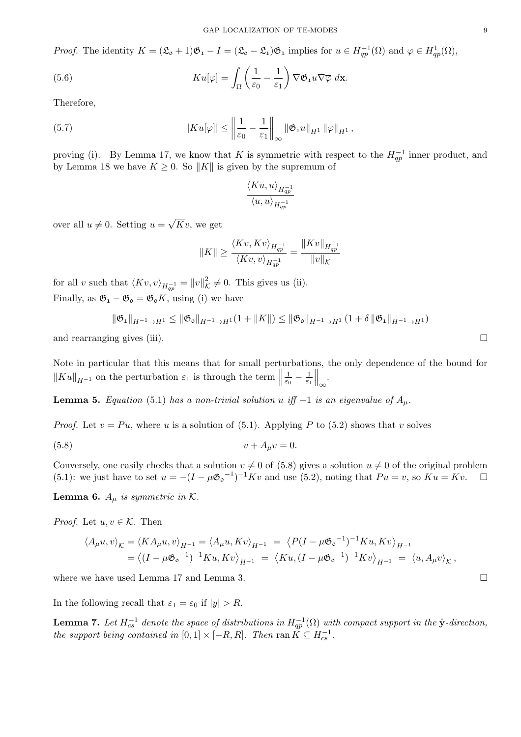*Proof.* The identity $K = (\mathfrak{L}_\mathfrak{o} + 1)\mathfrak{G}_\mathfrak{1} - I = (\mathfrak{L}_\mathfrak{o} - \mathfrak{L}_\mathfrak{1})\mathfrak{G}_\mathfrak{1}$ implies for $u \in H^{-1}_{qp}(\Omega)$ and $\varphi \in H^1_{qp}(\Omega)$,

$$Ku[\varphi] = \int_\Omega \left( \frac{1}{\varepsilon_0} - \frac{1}{\varepsilon_1} \right) \nabla \mathfrak{G}_\mathfrak{1} u \nabla \overline{\varphi} \; d\mathbf{x}. \tag{5.6}$$

Therefore,

$$|Ku[\varphi]| \leq \left\| \frac{1}{\varepsilon_0} - \frac{1}{\varepsilon_1} \right\|_\infty \|\mathfrak{G}_\mathfrak{1} u\|_{H^1} \|\varphi\|_{H^1}, \tag{5.7}$$

proving (i). By Lemma 17, we know that $K$ is symmetric with respect to the $H^{-1}_{qp}$ inner product, and by Lemma 18 we have $K \geq 0$. So $\|K\|$ is given by the supremum of

$$\frac{\langle Ku, u \rangle_{H^{-1}_{qp}}}{\langle u, u \rangle_{H^{-1}_{qp}}}$$

over all $u \neq 0$. Setting $u = \sqrt{K} v$, we get

$$\|K\| \geq \frac{\langle Kv, Kv \rangle_{H^{-1}_{qp}}}{\langle Kv, v \rangle_{H^{-1}_{qp}}} = \frac{\|Kv\|_{H^{-1}_{qp}}}{\|v\|_\mathcal{K}}$$

for all $v$ such that $\langle Kv, v \rangle_{H^{-1}_{qp}} = \|v\|^2_\mathcal{K} \neq 0$. This gives us (ii).

Finally, as $\mathfrak{G}_\mathfrak{1} - \mathfrak{G}_\mathfrak{o} = \mathfrak{G}_\mathfrak{o} K$, using (i) we have

$$\|\mathfrak{G}_\mathfrak{1}\|_{H^{-1} \to H^1} \leq \|\mathfrak{G}_\mathfrak{o}\|_{H^{-1} \to H^1} (1 + \|K\|) \leq \|\mathfrak{G}_\mathfrak{o}\|_{H^{-1} \to H^1} \left(1 + \delta \|\mathfrak{G}_\mathfrak{1}\|_{H^{-1} \to H^1}\right)$$

and rearranging gives (iii). $\square$

Note in particular that this means that for small perturbations, the only dependence of the bound for $\|Ku\|_{H^{-1}}$ on the perturbation $\varepsilon_1$ is through the term $\left\| \frac{1}{\varepsilon_0} - \frac{1}{\varepsilon_1} \right\|_\infty$.

**Lemma 5.** *Equation* (5.1) *has a non-trivial solution $u$ iff $-1$ is an eigenvalue of $A_\mu$.*

*Proof.* Let $v = Pu$, where $u$ is a solution of (5.1). Applying $P$ to (5.2) shows that $v$ solves

$$v + A_\mu v = 0. \tag{5.8}$$

Conversely, one easily checks that a solution $v \neq 0$ of (5.8) gives a solution $u \neq 0$ of the original problem (5.1): we just have to set $u = -(I - \mu {\mathfrak{G}_\mathfrak{o}}^{-1})^{-1} K v$ and use (5.2), noting that $Pu = v$, so $Ku = Kv$. $\square$

**Lemma 6.** *$A_\mu$ is symmetric in $\mathcal{K}$.*

*Proof.* Let $u, v \in \mathcal{K}$. Then

$$\begin{aligned}
\langle A_\mu u, v \rangle_\mathcal{K} &= \langle K A_\mu u, v \rangle_{H^{-1}} = \langle A_\mu u, Kv \rangle_{H^{-1}} \;=\; \left\langle P(I - \mu {\mathfrak{G}_\mathfrak{o}}^{-1})^{-1} Ku, Kv \right\rangle_{H^{-1}} \\
&= \left\langle (I - \mu {\mathfrak{G}_\mathfrak{o}}^{-1})^{-1} Ku, Kv \right\rangle_{H^{-1}} \;=\; \left\langle Ku, (I - \mu {\mathfrak{G}_\mathfrak{o}}^{-1})^{-1} Kv \right\rangle_{H^{-1}} \;=\; \langle u, A_\mu v \rangle_\mathcal{K},
\end{aligned}$$

where we have used Lemma 17 and Lemma 3. $\square$

In the following recall that $\varepsilon_1 = \varepsilon_0$ if $|y| > R$.

**Lemma 7.** *Let $H^{-1}_{cs}$ denote the space of distributions in $H^{-1}_{qp}(\Omega)$ with compact support in the $\hat{\mathbf{y}}$-direction, the support being contained in $[0,1] \times [-R, R]$. Then* $\operatorname{ran} K \subseteq H^{-1}_{cs}$.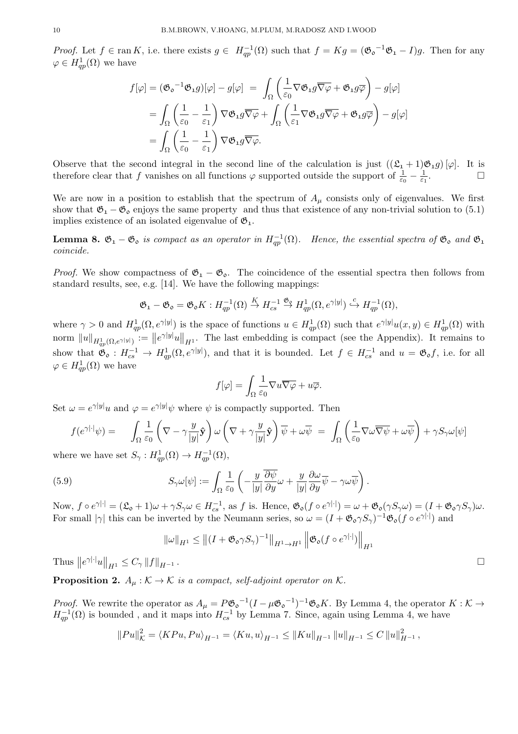*Proof.* Let $f \in \operatorname{ran} K$, i.e. there exists $g \in H^{-1}_{qp}(\Omega)$ such that $f = Kg = (\mathfrak{G}_\mathfrak{o}{}^{-1}\mathfrak{G}_\mathfrak{1} - I)g$. Then for any $\varphi \in H^1_{qp}(\Omega)$ we have

$$
\begin{aligned}
f[\varphi] = (\mathfrak{G}_\mathfrak{o}{}^{-1}\mathfrak{G}_\mathfrak{1} g)[\varphi] - g[\varphi] &= \int_\Omega \left(\frac{1}{\varepsilon_0}\nabla \mathfrak{G}_\mathfrak{1} g \overline{\nabla\varphi} + \mathfrak{G}_\mathfrak{1} g\overline{\varphi}\right) - g[\varphi] \\
&= \int_\Omega \left(\frac{1}{\varepsilon_0} - \frac{1}{\varepsilon_1}\right)\nabla \mathfrak{G}_\mathfrak{1} g\overline{\nabla\varphi} + \int_\Omega \left(\frac{1}{\varepsilon_1}\nabla \mathfrak{G}_\mathfrak{1} g\overline{\nabla\varphi} + \mathfrak{G}_\mathfrak{1} g\overline{\varphi}\right) - g[\varphi] \\
&= \int_\Omega \left(\frac{1}{\varepsilon_0} - \frac{1}{\varepsilon_1}\right)\nabla \mathfrak{G}_\mathfrak{1} g\overline{\nabla\varphi}.
\end{aligned}
$$

Observe that the second integral in the second line of the calculation is just $((\mathfrak{L}_\mathfrak{1} + 1)\mathfrak{G}_\mathfrak{1} g)[\varphi]$. It is therefore clear that $f$ vanishes on all functions $\varphi$ supported outside the support of $\frac{1}{\varepsilon_0} - \frac{1}{\varepsilon_1}$. $\square$

We are now in a position to establish that the spectrum of $A_\mu$ consists only of eigenvalues. We first show that $\mathfrak{G}_\mathfrak{1} - \mathfrak{G}_\mathfrak{o}$ enjoys the same property and thus that existence of any non-trivial solution to (5.1) implies existence of an isolated eigenvalue of $\mathfrak{G}_\mathfrak{1}$.

**Lemma 8.** *$\mathfrak{G}_\mathfrak{1} - \mathfrak{G}_\mathfrak{o}$ is compact as an operator in $H^{-1}_{qp}(\Omega)$. Hence, the essential spectra of $\mathfrak{G}_\mathfrak{o}$ and $\mathfrak{G}_\mathfrak{1}$ coincide.*

*Proof.* We show compactness of $\mathfrak{G}_\mathfrak{1} - \mathfrak{G}_\mathfrak{o}$. The coincidence of the essential spectra then follows from standard results, see, e.g. [14]. We have the following mappings:

$$
\mathfrak{G}_\mathfrak{1} - \mathfrak{G}_\mathfrak{o} = \mathfrak{G}_\mathfrak{o} K : H^{-1}_{qp}(\Omega) \xrightarrow{K} H^{-1}_{cs} \xrightarrow{\mathfrak{G}_\mathfrak{o}} H^1_{qp}(\Omega, e^{\gamma|y|}) \overset{c}{\hookrightarrow} H^{-1}_{qp}(\Omega),
$$

where $\gamma > 0$ and $H^1_{qp}(\Omega, e^{\gamma|y|})$ is the space of functions $u \in H^1_{qp}(\Omega)$ such that $e^{\gamma|y|}u(x,y) \in H^1_{qp}(\Omega)$ with norm $\|u\|_{H^1_{qp}(\Omega, e^{\gamma|y|})} := \left\|e^{\gamma|y|}u\right\|_{H^1}$. The last embedding is compact (see the Appendix). It remains to show that $\mathfrak{G}_\mathfrak{o} : H^{-1}_{cs} \to H^1_{qp}(\Omega, e^{\gamma|y|})$, and that it is bounded. Let $f \in H^{-1}_{cs}$ and $u = \mathfrak{G}_\mathfrak{o} f$, i.e. for all $\varphi \in H^1_{qp}(\Omega)$ we have

$$
f[\varphi] = \int_\Omega \frac{1}{\varepsilon_0}\nabla u \overline{\nabla\varphi} + u\overline{\varphi}.
$$

Set $\omega = e^{\gamma|y|}u$ and $\varphi = e^{\gamma|y|}\psi$ where $\psi$ is compactly supported. Then

$$
f(e^{\gamma|\cdot|}\psi) = \quad \int_\Omega \frac{1}{\varepsilon_0}\left(\nabla - \gamma\frac{y}{|y|}\hat{\mathbf{y}}\right)\omega\left(\nabla + \gamma\frac{y}{|y|}\hat{\mathbf{y}}\right)\overline{\psi} + \omega\overline{\psi} \;=\; \int_\Omega \left(\frac{1}{\varepsilon_0}\nabla\omega\overline{\nabla\psi} + \omega\overline{\psi}\right) + \gamma S_\gamma \omega[\psi]
$$

where we have set $S_\gamma : H^1_{qp}(\Omega) \to H^{-1}_{qp}(\Omega)$,

$$
S_\gamma\omega[\psi] := \int_\Omega \frac{1}{\varepsilon_0}\left(-\frac{y}{|y|}\frac{\overline{\partial\psi}}{\partial y}\omega + \frac{y}{|y|}\frac{\partial\omega}{\partial y}\overline{\psi} - \gamma\omega\overline{\psi}\right). \tag{5.9}
$$

Now, $f \circ e^{\gamma|\cdot|} = (\mathfrak{L}_\mathfrak{o} + 1)\omega + \gamma S_\gamma\omega \in H^{-1}_{cs}$, as $f$ is. Hence, $\mathfrak{G}_\mathfrak{o}(f \circ e^{\gamma|\cdot|}) = \omega + \mathfrak{G}_\mathfrak{o}(\gamma S_\gamma \omega) = (I + \mathfrak{G}_\mathfrak{o}\gamma S_\gamma)\omega$. For small $|\gamma|$ this can be inverted by the Neumann series, so $\omega = (I + \mathfrak{G}_\mathfrak{o}\gamma S_\gamma)^{-1}\mathfrak{G}_\mathfrak{o}(f \circ e^{\gamma|\cdot|})$ and

$$
\|\omega\|_{H^1} \leq \left\|(I + \mathfrak{G}_\mathfrak{o}\gamma S_\gamma)^{-1}\right\|_{H^1 \to H^1}\left\|\mathfrak{G}_\mathfrak{o}(f \circ e^{\gamma|\cdot|})\right\|_{H^1}
$$

Thus $\left\|e^{\gamma|\cdot|}u\right\|_{H^1} \leq C_\gamma \|f\|_{H^{-1}}$. $\square$

**Proposition 2.** *$A_\mu : \mathcal{K} \to \mathcal{K}$ is a compact, self-adjoint operator on $\mathcal{K}$.*

*Proof.* We rewrite the operator as $A_\mu = P\mathfrak{G}_\mathfrak{o}{}^{-1}(I - \mu\mathfrak{G}_\mathfrak{o}{}^{-1})^{-1}\mathfrak{G}_\mathfrak{o} K$. By Lemma 4, the operator $K : \mathcal{K} \to H^{-1}_{qp}(\Omega)$ is bounded , and it maps into $H^{-1}_{cs}$ by Lemma 7. Since, again using Lemma 4, we have

$$
\|Pu\|^2_{\mathcal{K}} = \langle KPu, Pu\rangle_{H^{-1}} = \langle Ku, u\rangle_{H^{-1}} \leq \|Ku\|_{H^{-1}}\|u\|_{H^{-1}} \leq C\|u\|^2_{H^{-1}},
$$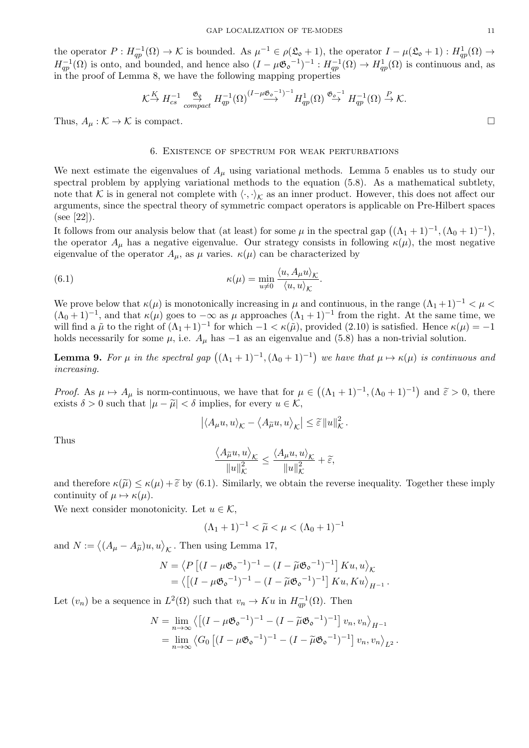the operator $P : H^{-1}_{qp}(\Omega) \to \mathcal{K}$ is bounded. As $\mu^{-1} \in \rho(\mathfrak{L}_\mathfrak{o} + 1)$, the operator $I - \mu(\mathfrak{L}_\mathfrak{o} + 1) : H^1_{qp}(\Omega) \to H^{-1}_{qp}(\Omega)$ is onto, and bounded, and hence also $(I - \mu {\mathfrak{G}_\mathfrak{o}}^{-1})^{-1} : H^{-1}_{qp}(\Omega) \to H^1_{qp}(\Omega)$ is continuous and, as in the proof of Lemma 8, we have the following mapping properties

$$\mathcal{K} \overset{K}{\to} H^{-1}_{cs} \underset{compact}{\overset{\mathfrak{G}_\mathfrak{o}}{\to}} H^{-1}_{qp}(\Omega) \overset{(I-\mu{\mathfrak{G}_\mathfrak{o}}^{-1})^{-1}}{\longrightarrow} H^1_{qp}(\Omega) \overset{{\mathfrak{G}_\mathfrak{o}}^{-1}}{\to} H^{-1}_{qp}(\Omega) \overset{P}{\to} \mathcal{K}.$$

Thus, $A_\mu : \mathcal{K} \to \mathcal{K}$ is compact. $\square$

## 6. Existence of spectrum for weak perturbations

We next estimate the eigenvalues of $A_\mu$ using variational methods. Lemma 5 enables us to study our spectral problem by applying variational methods to the equation (5.8). As a mathematical subtlety, note that $\mathcal{K}$ is in general not complete with $\langle \cdot, \cdot \rangle_\mathcal{K}$ as an inner product. However, this does not affect our arguments, since the spectral theory of symmetric compact operators is applicable on Pre-Hilbert spaces (see [22]).

It follows from our analysis below that (at least) for some $\mu$ in the spectral gap $\left((\Lambda_1 + 1)^{-1}, (\Lambda_0 + 1)^{-1}\right)$, the operator $A_\mu$ has a negative eigenvalue. Our strategy consists in following $\kappa(\mu)$, the most negative eigenvalue of the operator $A_\mu$, as $\mu$ varies. $\kappa(\mu)$ can be characterized by

$$\kappa(\mu) = \min_{u \neq 0} \frac{\langle u, A_\mu u \rangle_\mathcal{K}}{\langle u, u \rangle_\mathcal{K}}. \tag{6.1}$$

We prove below that $\kappa(\mu)$ is monotonically increasing in $\mu$ and continuous, in the range $(\Lambda_1 + 1)^{-1} < \mu < (\Lambda_0 + 1)^{-1}$, and that $\kappa(\mu)$ goes to $-\infty$ as $\mu$ approaches $(\Lambda_1 + 1)^{-1}$ from the right. At the same time, we will find a $\tilde{\mu}$ to the right of $(\Lambda_1 + 1)^{-1}$ for which $-1 < \kappa(\tilde{\mu})$, provided (2.10) is satisfied. Hence $\kappa(\mu) = -1$ holds necessarily for some $\mu$, i.e. $A_\mu$ has $-1$ as an eigenvalue and (5.8) has a non-trivial solution.

**Lemma 9.** *For $\mu$ in the spectral gap $\left((\Lambda_1 + 1)^{-1}, (\Lambda_0 + 1)^{-1}\right)$ we have that $\mu \mapsto \kappa(\mu)$ is continuous and increasing.*

*Proof.* As $\mu \mapsto A_\mu$ is norm-continuous, we have that for $\mu \in \left((\Lambda_1 + 1)^{-1}, (\Lambda_0 + 1)^{-1}\right)$ and $\widetilde{\varepsilon} > 0$, there exists $\delta > 0$ such that $|\mu - \widetilde{\mu}| < \delta$ implies, for every $u \in \mathcal{K}$,

$$\left| \langle A_\mu u, u \rangle_\mathcal{K} - \langle A_{\widetilde{\mu}} u, u \rangle_\mathcal{K} \right| \leq \widetilde{\varepsilon} \, \|u\|^2_\mathcal{K}.$$

Thus

$$\frac{\langle A_{\widetilde{\mu}} u, u \rangle_\mathcal{K}}{\|u\|^2_\mathcal{K}} \leq \frac{\langle A_\mu u, u \rangle_\mathcal{K}}{\|u\|^2_\mathcal{K}} + \widetilde{\varepsilon},$$

and therefore $\kappa(\widetilde{\mu}) \leq \kappa(\mu) + \widetilde{\varepsilon}$ by (6.1). Similarly, we obtain the reverse inequality. Together these imply continuity of $\mu \mapsto \kappa(\mu)$.

We next consider monotonicity. Let $u \in \mathcal{K}$,

$$(\Lambda_1 + 1)^{-1} < \widetilde{\mu} < \mu < (\Lambda_0 + 1)^{-1}$$

and $N := \langle (A_\mu - A_{\widetilde{\mu}}) u, u \rangle_\mathcal{K}$. Then using Lemma 17,

$$\begin{aligned} N &= \left\langle P \left[ (I - \mu {\mathfrak{G}_\mathfrak{o}}^{-1})^{-1} - (I - \widetilde{\mu} {\mathfrak{G}_\mathfrak{o}}^{-1})^{-1} \right] K u, u \right\rangle_\mathcal{K} \\ &= \left\langle \left[ (I - \mu {\mathfrak{G}_\mathfrak{o}}^{-1})^{-1} - (I - \widetilde{\mu} {\mathfrak{G}_\mathfrak{o}}^{-1})^{-1} \right] K u, K u \right\rangle_{H^{-1}}. \end{aligned}$$

Let $(v_n)$ be a sequence in $L^2(\Omega)$ such that $v_n \to Ku$ in $H^{-1}_{qp}(\Omega)$. Then

$$\begin{aligned} N &= \lim_{n \to \infty} \left\langle \left[ (I - \mu {\mathfrak{G}_\mathfrak{o}}^{-1})^{-1} - (I - \widetilde{\mu} {\mathfrak{G}_\mathfrak{o}}^{-1})^{-1} \right] v_n, v_n \right\rangle_{H^{-1}} \\ &= \lim_{n \to \infty} \left\langle G_0 \left[ (I - \mu {\mathfrak{G}_\mathfrak{o}}^{-1})^{-1} - (I - \widetilde{\mu} {\mathfrak{G}_\mathfrak{o}}^{-1})^{-1} \right] v_n, v_n \right\rangle_{L^2}. \end{aligned}$$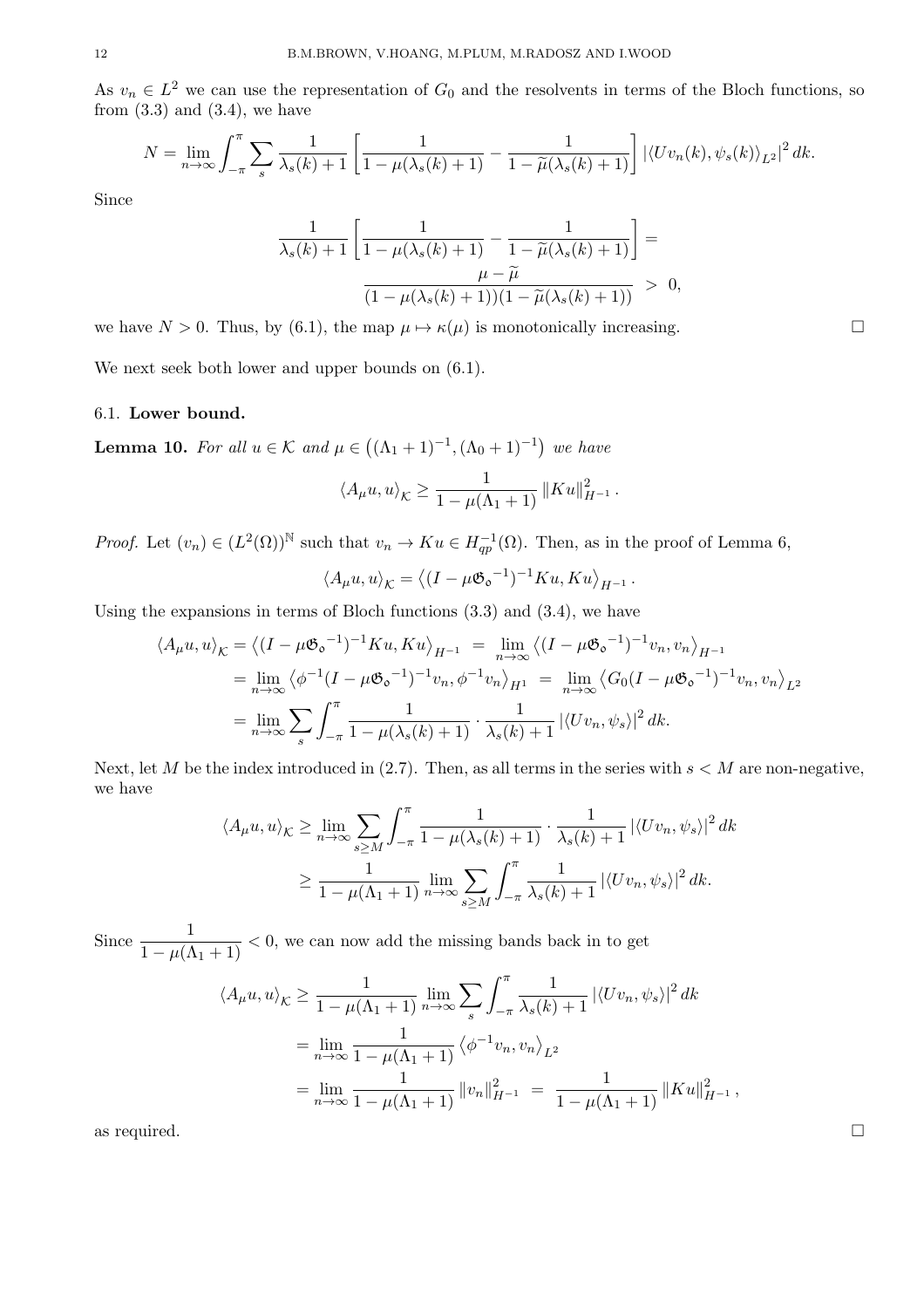As $v_n \in L^2$ we can use the representation of $G_0$ and the resolvents in terms of the Bloch functions, so from (3.3) and (3.4), we have

$$N = \lim_{n\to\infty} \int_{-\pi}^{\pi} \sum_s \frac{1}{\lambda_s(k)+1} \left[ \frac{1}{1-\mu(\lambda_s(k)+1)} - \frac{1}{1-\widetilde{\mu}(\lambda_s(k)+1)} \right] \left| \langle U v_n(k), \psi_s(k) \rangle_{L^2} \right|^2 dk.$$

Since

$$\frac{1}{\lambda_s(k)+1} \left[ \frac{1}{1-\mu(\lambda_s(k)+1)} - \frac{1}{1-\widetilde{\mu}(\lambda_s(k)+1)} \right] = \frac{\mu - \widetilde{\mu}}{(1-\mu(\lambda_s(k)+1))(1-\widetilde{\mu}(\lambda_s(k)+1))} \;>\; 0,$$

we have $N > 0$. Thus, by (6.1), the map $\mu \mapsto \kappa(\mu)$ is monotonically increasing. $\square$

We next seek both lower and upper bounds on (6.1).

### 6.1. Lower bound.

**Lemma 10.** *For all $u \in \mathcal{K}$ and $\mu \in \left((\Lambda_1+1)^{-1}, (\Lambda_0+1)^{-1}\right)$ we have*

$$\langle A_\mu u, u \rangle_{\mathcal{K}} \geq \frac{1}{1-\mu(\Lambda_1+1)} \left\| Ku \right\|^2_{H^{-1}}.$$

*Proof.* Let $(v_n) \in (L^2(\Omega))^{\mathbb{N}}$ such that $v_n \to Ku \in H^{-1}_{qp}(\Omega)$. Then, as in the proof of Lemma 6,

$$\langle A_\mu u, u \rangle_{\mathcal{K}} = \left\langle (I - \mu \mathfrak{G_o}^{-1})^{-1} Ku, Ku \right\rangle_{H^{-1}}.$$

Using the expansions in terms of Bloch functions (3.3) and (3.4), we have

$$\begin{aligned}
\langle A_\mu u, u \rangle_{\mathcal{K}} &= \left\langle (I - \mu \mathfrak{G_o}^{-1})^{-1} Ku, Ku \right\rangle_{H^{-1}} \;=\; \lim_{n\to\infty} \left\langle (I - \mu \mathfrak{G_o}^{-1})^{-1} v_n, v_n \right\rangle_{H^{-1}} \\
&= \lim_{n\to\infty} \left\langle \phi^{-1}(I - \mu \mathfrak{G_o}^{-1})^{-1} v_n, \phi^{-1} v_n \right\rangle_{H^1} \;=\; \lim_{n\to\infty} \left\langle G_0 (I - \mu \mathfrak{G_o}^{-1})^{-1} v_n, v_n \right\rangle_{L^2} \\
&= \lim_{n\to\infty} \sum_s \int_{-\pi}^{\pi} \frac{1}{1-\mu(\lambda_s(k)+1)} \cdot \frac{1}{\lambda_s(k)+1} \left| \langle U v_n, \psi_s \rangle \right|^2 dk.
\end{aligned}$$

Next, let $M$ be the index introduced in (2.7). Then, as all terms in the series with $s < M$ are non-negative, we have

$$\begin{aligned}
\langle A_\mu u, u \rangle_{\mathcal{K}} &\geq \lim_{n\to\infty} \sum_{s \geq M} \int_{-\pi}^{\pi} \frac{1}{1-\mu(\lambda_s(k)+1)} \cdot \frac{1}{\lambda_s(k)+1} \left| \langle U v_n, \psi_s \rangle \right|^2 dk \\
&\geq \frac{1}{1-\mu(\Lambda_1+1)} \lim_{n\to\infty} \sum_{s \geq M} \int_{-\pi}^{\pi} \frac{1}{\lambda_s(k)+1} \left| \langle U v_n, \psi_s \rangle \right|^2 dk.
\end{aligned}$$

Since $\dfrac{1}{1-\mu(\Lambda_1+1)} < 0$, we can now add the missing bands back in to get

$$\begin{aligned}
\langle A_\mu u, u \rangle_{\mathcal{K}} &\geq \frac{1}{1-\mu(\Lambda_1+1)} \lim_{n\to\infty} \sum_s \int_{-\pi}^{\pi} \frac{1}{\lambda_s(k)+1} \left| \langle U v_n, \psi_s \rangle \right|^2 dk \\
&= \lim_{n\to\infty} \frac{1}{1-\mu(\Lambda_1+1)} \left\langle \phi^{-1} v_n, v_n \right\rangle_{L^2} \\
&= \lim_{n\to\infty} \frac{1}{1-\mu(\Lambda_1+1)} \left\| v_n \right\|^2_{H^{-1}} \;=\; \frac{1}{1-\mu(\Lambda_1+1)} \left\| Ku \right\|^2_{H^{-1}},
\end{aligned}$$

as required. $\square$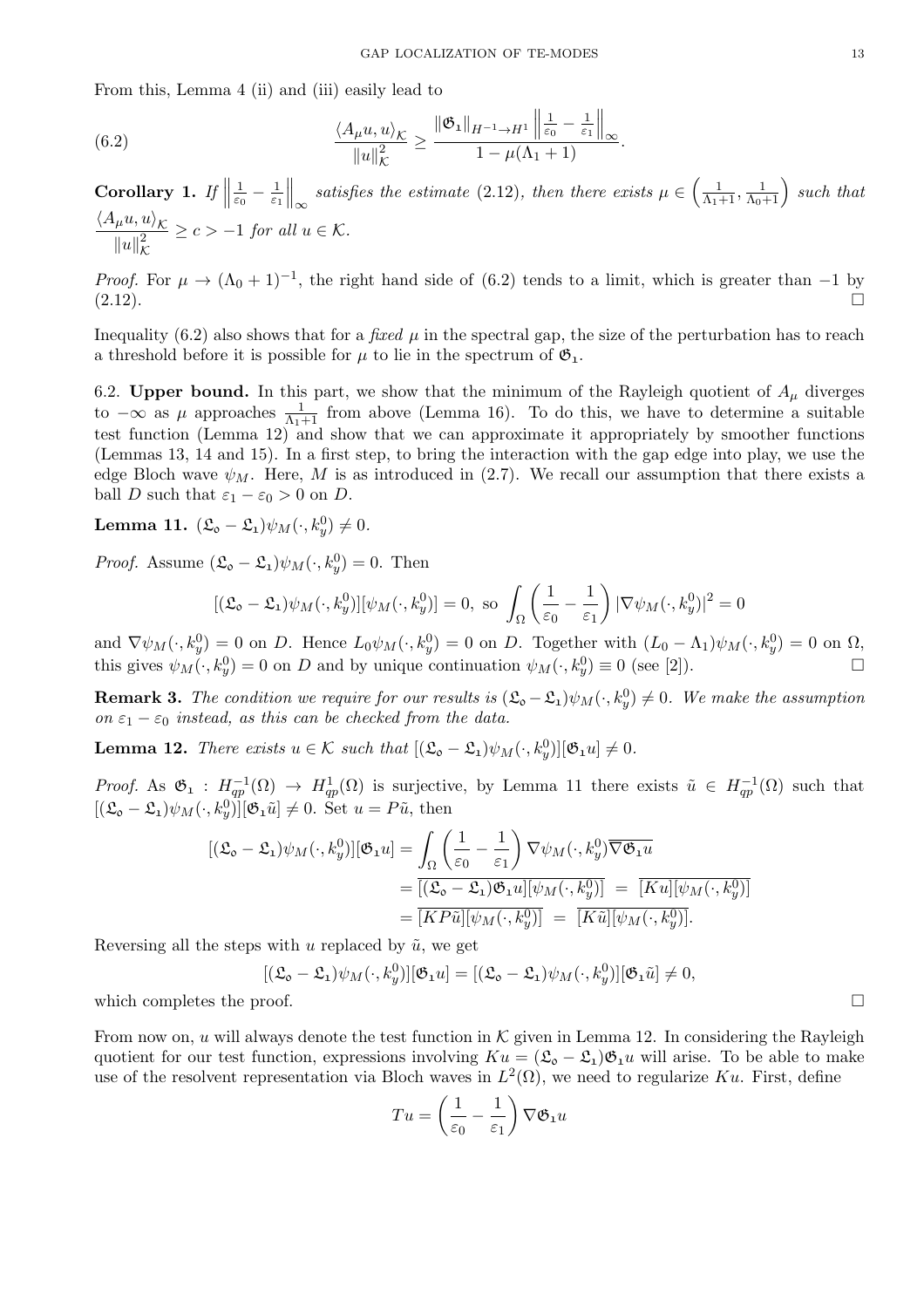From this, Lemma 4 (ii) and (iii) easily lead to

$$\frac{\langle A_\mu u, u\rangle_{\mathcal{K}}}{\|u\|_{\mathcal{K}}^2} \geq \frac{\|\mathfrak{G}_1\|_{H^{-1}\to H^1}\left\|\frac{1}{\varepsilon_0}-\frac{1}{\varepsilon_1}\right\|_\infty}{1-\mu(\Lambda_1+1)}. \tag{6.2}$$

**Corollary 1.** *If $\left\|\frac{1}{\varepsilon_0}-\frac{1}{\varepsilon_1}\right\|_\infty$ satisfies the estimate (2.12), then there exists $\mu \in \left(\frac{1}{\Lambda_1+1}, \frac{1}{\Lambda_0+1}\right)$ such that $\dfrac{\langle A_\mu u, u\rangle_{\mathcal{K}}}{\|u\|_{\mathcal{K}}^2} \geq c > -1$ for all $u \in \mathcal{K}$.*

*Proof.* For $\mu \to (\Lambda_0+1)^{-1}$, the right hand side of (6.2) tends to a limit, which is greater than $-1$ by (2.12). □

Inequality (6.2) also shows that for a *fixed* $\mu$ in the spectral gap, the size of the perturbation has to reach a threshold before it is possible for $\mu$ to lie in the spectrum of $\mathfrak{G}_1$.

6.2. **Upper bound.** In this part, we show that the minimum of the Rayleigh quotient of $A_\mu$ diverges to $-\infty$ as $\mu$ approaches $\frac{1}{\Lambda_1+1}$ from above (Lemma 16). To do this, we have to determine a suitable test function (Lemma 12) and show that we can approximate it appropriately by smoother functions (Lemmas 13, 14 and 15). In a first step, to bring the interaction with the gap edge into play, we use the edge Bloch wave $\psi_M$. Here, $M$ is as introduced in (2.7). We recall our assumption that there exists a ball $D$ such that $\varepsilon_1 - \varepsilon_0 > 0$ on $D$.

**Lemma 11.** $(\mathfrak{L}_0 - \mathfrak{L}_1)\psi_M(\cdot, k_y^0) \neq 0$.

*Proof.* Assume $(\mathfrak{L}_0 - \mathfrak{L}_1)\psi_M(\cdot, k_y^0) = 0$. Then

$$[(\mathfrak{L}_0 - \mathfrak{L}_1)\psi_M(\cdot, k_y^0)][\psi_M(\cdot, k_y^0)] = 0, \text{ so } \int_\Omega \left(\frac{1}{\varepsilon_0}-\frac{1}{\varepsilon_1}\right)|\nabla \psi_M(\cdot, k_y^0)|^2 = 0$$

and $\nabla\psi_M(\cdot, k_y^0) = 0$ on $D$. Hence $L_0\psi_M(\cdot, k_y^0) = 0$ on $D$. Together with $(L_0 - \Lambda_1)\psi_M(\cdot, k_y^0) = 0$ on $\Omega$, this gives $\psi_M(\cdot, k_y^0) = 0$ on $D$ and by unique continuation $\psi_M(\cdot, k_y^0) \equiv 0$ (see [2]). □

**Remark 3.** *The condition we require for our results is $(\mathfrak{L}_0 - \mathfrak{L}_1)\psi_M(\cdot, k_y^0) \neq 0$. We make the assumption on $\varepsilon_1 - \varepsilon_0$ instead, as this can be checked from the data.*

**Lemma 12.** *There exists $u \in \mathcal{K}$ such that $[(\mathfrak{L}_0 - \mathfrak{L}_1)\psi_M(\cdot, k_y^0)][\mathfrak{G}_1 u] \neq 0$.*

*Proof.* As $\mathfrak{G}_1 : H_{qp}^{-1}(\Omega) \to H_{qp}^1(\Omega)$ is surjective, by Lemma 11 there exists $\tilde{u} \in H_{qp}^{-1}(\Omega)$ such that $[(\mathfrak{L}_0 - \mathfrak{L}_1)\psi_M(\cdot, k_y^0)][\mathfrak{G}_1\tilde{u}] \neq 0$. Set $u = P\tilde{u}$, then

$$\begin{aligned}
[(\mathfrak{L}_0 - \mathfrak{L}_1)\psi_M(\cdot, k_y^0)][\mathfrak{G}_1 u] &= \int_\Omega \left(\frac{1}{\varepsilon_0}-\frac{1}{\varepsilon_1}\right)\nabla\psi_M(\cdot, k_y^0)\overline{\nabla\mathfrak{G}_1 u} \\
&= \overline{[(\mathfrak{L}_0 - \mathfrak{L}_1)\mathfrak{G}_1 u][\psi_M(\cdot, k_y^0)]} \;=\; \overline{[Ku][\psi_M(\cdot, k_y^0)]} \\
&= \overline{[KP\tilde{u}][\psi_M(\cdot, k_y^0)]} \;=\; \overline{[K\tilde{u}][\psi_M(\cdot, k_y^0)]}.
\end{aligned}$$

Reversing all the steps with $u$ replaced by $\tilde{u}$, we get

$$[(\mathfrak{L}_0 - \mathfrak{L}_1)\psi_M(\cdot, k_y^0)][\mathfrak{G}_1 u] = [(\mathfrak{L}_0 - \mathfrak{L}_1)\psi_M(\cdot, k_y^0)][\mathfrak{G}_1\tilde{u}] \neq 0,$$

which completes the proof. □

From now on, $u$ will always denote the test function in $\mathcal{K}$ given in Lemma 12. In considering the Rayleigh quotient for our test function, expressions involving $Ku = (\mathfrak{L}_0 - \mathfrak{L}_1)\mathfrak{G}_1 u$ will arise. To be able to make use of the resolvent representation via Bloch waves in $L^2(\Omega)$, we need to regularize $Ku$. First, define

$$Tu = \left(\frac{1}{\varepsilon_0}-\frac{1}{\varepsilon_1}\right)\nabla\mathfrak{G}_1 u$$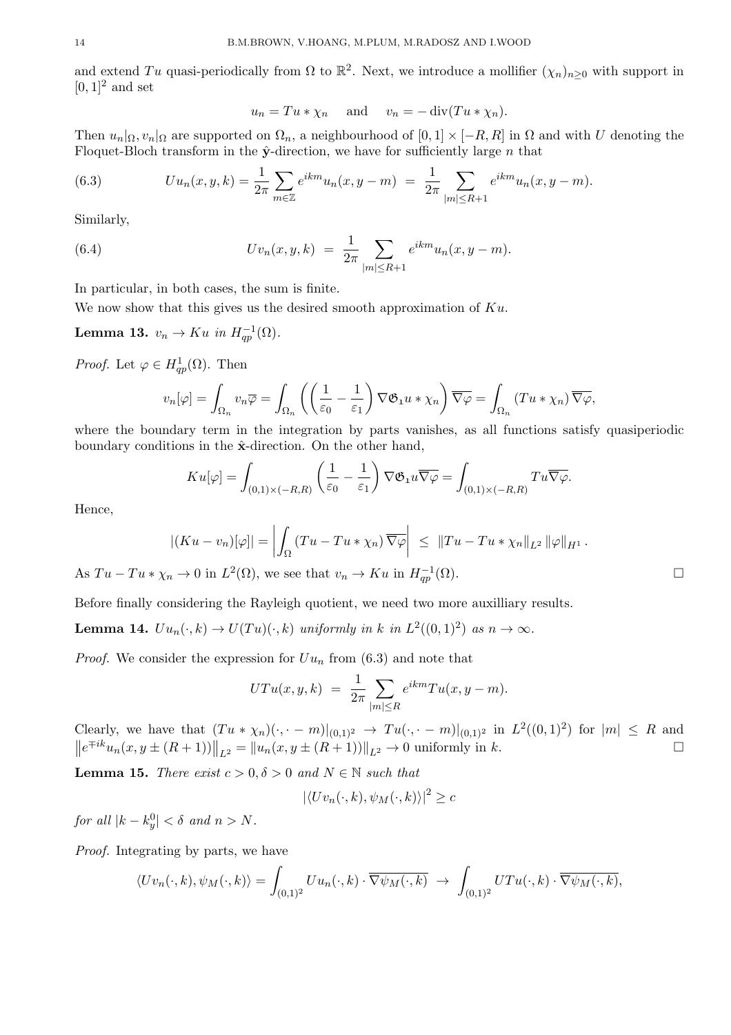and extend $Tu$ quasi-periodically from $\Omega$ to $\mathbb{R}^2$. Next, we introduce a mollifier $(\chi_n)_{n\geq 0}$ with support in $[0,1]^2$ and set

$$u_n = Tu * \chi_n \quad \text{ and } \quad v_n = -\operatorname{div}(Tu * \chi_n).$$

Then $u_n|_\Omega, v_n|_\Omega$ are supported on $\Omega_n$, a neighbourhood of $[0,1]\times[-R,R]$ in $\Omega$ and with $U$ denoting the Floquet-Bloch transform in the $\hat{\mathbf{y}}$-direction, we have for sufficiently large $n$ that

$$Uu_n(x,y,k) = \frac{1}{2\pi}\sum_{m\in\mathbb{Z}} e^{ikm}u_n(x,y-m) \;=\; \frac{1}{2\pi}\sum_{|m|\leq R+1} e^{ikm}u_n(x,y-m). \tag{6.3}$$

Similarly,

$$Uv_n(x,y,k) \;=\; \frac{1}{2\pi}\sum_{|m|\leq R+1} e^{ikm}u_n(x,y-m). \tag{6.4}$$

In particular, in both cases, the sum is finite.

We now show that this gives us the desired smooth approximation of $Ku$.

**Lemma 13.** *$v_n \to Ku$ in $H^{-1}_{qp}(\Omega)$.*

*Proof.* Let $\varphi \in H^1_{qp}(\Omega)$. Then

$$v_n[\varphi] = \int_{\Omega_n} v_n\overline{\varphi} = \int_{\Omega_n}\left(\left(\frac{1}{\varepsilon_0}-\frac{1}{\varepsilon_1}\right)\nabla\mathfrak{G}_1 u * \chi_n\right)\overline{\nabla\varphi} = \int_{\Omega_n}(Tu*\chi_n)\,\overline{\nabla\varphi},$$

where the boundary term in the integration by parts vanishes, as all functions satisfy quasiperiodic boundary conditions in the $\hat{\mathbf{x}}$-direction. On the other hand,

$$Ku[\varphi] = \int_{(0,1)\times(-R,R)}\left(\frac{1}{\varepsilon_0}-\frac{1}{\varepsilon_1}\right)\nabla\mathfrak{G}_1 u\overline{\nabla\varphi} = \int_{(0,1)\times(-R,R)} Tu\overline{\nabla\varphi}.$$

Hence,

$$|(Ku - v_n)[\varphi]| = \left|\int_\Omega (Tu - Tu*\chi_n)\,\overline{\nabla\varphi}\right| \;\leq\; \|Tu - Tu*\chi_n\|_{L^2}\,\|\varphi\|_{H^1}.$$

As $Tu - Tu*\chi_n \to 0$ in $L^2(\Omega)$, we see that $v_n \to Ku$ in $H^{-1}_{qp}(\Omega)$. □

Before finally considering the Rayleigh quotient, we need two more auxilliary results.

**Lemma 14.** *$Uu_n(\cdot,k) \to U(Tu)(\cdot,k)$ uniformly in $k$ in $L^2((0,1)^2)$ as $n\to\infty$.*

*Proof.* We consider the expression for $Uu_n$ from (6.3) and note that

$$UTu(x,y,k) \;=\; \frac{1}{2\pi}\sum_{|m|\leq R} e^{ikm}Tu(x,y-m).$$

Clearly, we have that $(Tu*\chi_n)(\cdot,\cdot-m)|_{(0,1)^2} \to Tu(\cdot,\cdot-m)|_{(0,1)^2}$ in $L^2((0,1)^2)$ for $|m|\leq R$ and $\left\|e^{\mp ik}u_n(x,y\pm(R+1))\right\|_{L^2} = \|u_n(x,y\pm(R+1))\|_{L^2} \to 0$ uniformly in $k$. □

**Lemma 15.** *There exist $c>0, \delta>0$ and $N\in\mathbb{N}$ such that*

$$|\langle Uv_n(\cdot,k),\psi_M(\cdot,k)\rangle|^2 \geq c$$

*for all $|k-k_y^0|<\delta$ and $n>N$.*

*Proof.* Integrating by parts, we have

$$\langle Uv_n(\cdot,k),\psi_M(\cdot,k)\rangle = \int_{(0,1)^2} Uu_n(\cdot,k)\cdot\overline{\nabla\psi_M(\cdot,k)} \;\to\; \int_{(0,1)^2} UTu(\cdot,k)\cdot\overline{\nabla\psi_M(\cdot,k)},$$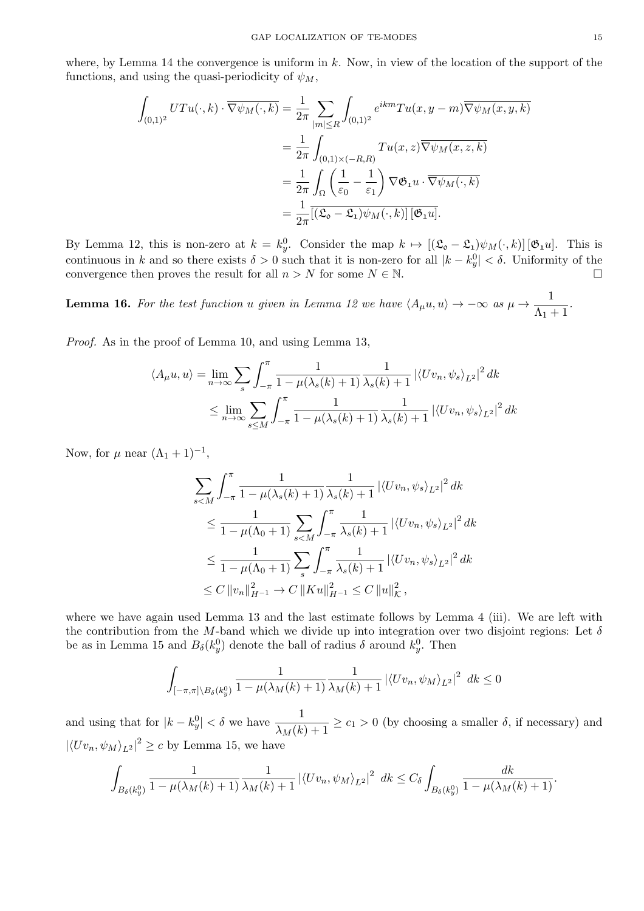where, by Lemma 14 the convergence is uniform in $k$. Now, in view of the location of the support of the functions, and using the quasi-periodicity of $\psi_M$,

$$
\begin{aligned}
\int_{(0,1)^2} UTu(\cdot,k)\cdot\overline{\nabla\psi_M(\cdot,k)} &= \frac{1}{2\pi}\sum_{|m|\le R}\int_{(0,1)^2} e^{ikm}Tu(x,y-m)\overline{\nabla\psi_M(x,y,k)}\\
&= \frac{1}{2\pi}\int_{(0,1)\times(-R,R)} Tu(x,z)\overline{\nabla\psi_M(x,z,k)}\\
&= \frac{1}{2\pi}\int_{\Omega}\left(\frac{1}{\varepsilon_0}-\frac{1}{\varepsilon_1}\right)\nabla\mathfrak{G}_1 u\cdot\overline{\nabla\psi_M(\cdot,k)}\\
&= \frac{1}{2\pi}\overline{[(\mathfrak{L}_0-\mathfrak{L}_1)\psi_M(\cdot,k)]\,[\mathfrak{G}_1 u]}.
\end{aligned}
$$

By Lemma 12, this is non-zero at $k=k_y^0$. Consider the map $k\mapsto[(\mathfrak{L}_0-\mathfrak{L}_1)\psi_M(\cdot,k)]\,[\mathfrak{G}_1 u]$. This is continuous in $k$ and so there exists $\delta>0$ such that it is non-zero for all $|k-k_y^0|<\delta$. Uniformity of the convergence then proves the result for all $n>N$ for some $N\in\mathbb{N}$. □

**Lemma 16.** *For the test function $u$ given in Lemma 12 we have $\langle A_\mu u,u\rangle\to-\infty$ as $\mu\to\dfrac{1}{\Lambda_1+1}$.*

*Proof.* As in the proof of Lemma 10, and using Lemma 13,

$$
\begin{aligned}
\langle A_\mu u,u\rangle &= \lim_{n\to\infty}\sum_s\int_{-\pi}^{\pi}\frac{1}{1-\mu(\lambda_s(k)+1)}\frac{1}{\lambda_s(k)+1}\left|\langle Uv_n,\psi_s\rangle_{L^2}\right|^2dk\\
&\le \lim_{n\to\infty}\sum_{s\le M}\int_{-\pi}^{\pi}\frac{1}{1-\mu(\lambda_s(k)+1)}\frac{1}{\lambda_s(k)+1}\left|\langle Uv_n,\psi_s\rangle_{L^2}\right|^2dk
\end{aligned}
$$

Now, for $\mu$ near $(\Lambda_1+1)^{-1}$,

$$
\begin{aligned}
&\sum_{s<M}\int_{-\pi}^{\pi}\frac{1}{1-\mu(\lambda_s(k)+1)}\frac{1}{\lambda_s(k)+1}\left|\langle Uv_n,\psi_s\rangle_{L^2}\right|^2dk\\
&\quad\le\frac{1}{1-\mu(\Lambda_0+1)}\sum_{s<M}\int_{-\pi}^{\pi}\frac{1}{\lambda_s(k)+1}\left|\langle Uv_n,\psi_s\rangle_{L^2}\right|^2dk\\
&\quad\le\frac{1}{1-\mu(\Lambda_0+1)}\sum_{s}\int_{-\pi}^{\pi}\frac{1}{\lambda_s(k)+1}\left|\langle Uv_n,\psi_s\rangle_{L^2}\right|^2dk\\
&\quad\le C\left\|v_n\right\|_{H^{-1}}^2\to C\left\|Ku\right\|_{H^{-1}}^2\le C\left\|u\right\|_{\mathcal{K}}^2,
\end{aligned}
$$

where we have again used Lemma 13 and the last estimate follows by Lemma 4 (iii). We are left with the contribution from the $M$-band which we divide up into integration over two disjoint regions: Let $\delta$ be as in Lemma 15 and $B_\delta(k_y^0)$ denote the ball of radius $\delta$ around $k_y^0$. Then

$$
\int_{[-\pi,\pi]\setminus B_\delta(k_y^0)}\frac{1}{1-\mu(\lambda_M(k)+1)}\frac{1}{\lambda_M(k)+1}\left|\langle Uv_n,\psi_M\rangle_{L^2}\right|^2\,dk\le 0
$$

and using that for $|k-k_y^0|<\delta$ we have $\dfrac{1}{\lambda_M(k)+1}\ge c_1>0$ (by choosing a smaller $\delta$, if necessary) and $\left|\langle Uv_n,\psi_M\rangle_{L^2}\right|^2\ge c$ by Lemma 15, we have

$$
\int_{B_\delta(k_y^0)}\frac{1}{1-\mu(\lambda_M(k)+1)}\frac{1}{\lambda_M(k)+1}\left|\langle Uv_n,\psi_M\rangle_{L^2}\right|^2\,dk\le C_\delta\int_{B_\delta(k_y^0)}\frac{dk}{1-\mu(\lambda_M(k)+1)}.
$$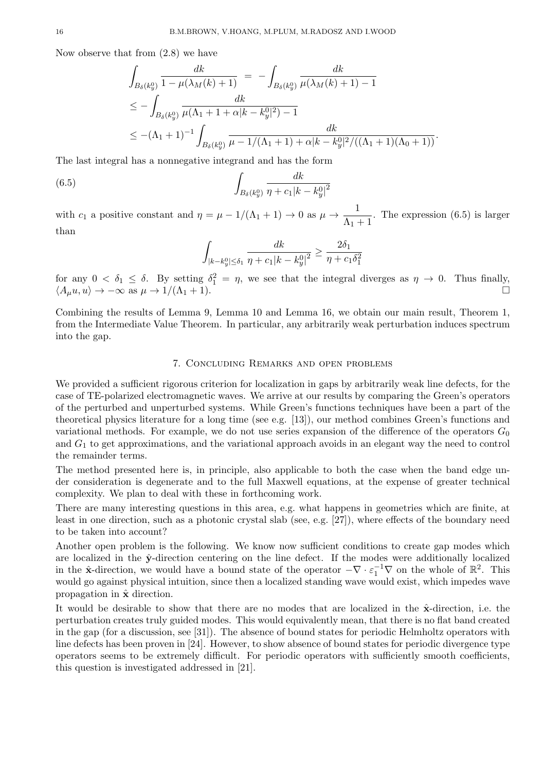Now observe that from (2.8) we have

$$
\begin{aligned}
\int_{B_\delta(k_y^0)} \frac{dk}{1-\mu(\lambda_M(k)+1)} &= -\int_{B_\delta(k_y^0)} \frac{dk}{\mu(\lambda_M(k)+1)-1} \\
&\leq -\int_{B_\delta(k_y^0)} \frac{dk}{\mu(\Lambda_1+1+\alpha|k-k_y^0|^2)-1} \\
&\leq -(\Lambda_1+1)^{-1}\int_{B_\delta(k_y^0)} \frac{dk}{\mu - 1/(\Lambda_1+1)+\alpha|k-k_y^0|^2/((\Lambda_1+1)(\Lambda_0+1))}.
\end{aligned}
$$

The last integral has a nonnegative integrand and has the form

$$
\int_{B_\delta(k_y^0)} \frac{dk}{\eta + c_1|k-k_y^0|^2} \tag{6.5}
$$

with $c_1$ a positive constant and $\eta = \mu - 1/(\Lambda_1+1) \to 0$ as $\mu \to \dfrac{1}{\Lambda_1+1}$. The expression (6.5) is larger than

$$
\int_{|k-k_y^0|\leq\delta_1} \frac{dk}{\eta + c_1|k-k_y^0|^2} \geq \frac{2\delta_1}{\eta + c_1\delta_1^2}
$$

for any $0 < \delta_1 \leq \delta$. By setting $\delta_1^2 = \eta$, we see that the integral diverges as $\eta \to 0$. Thus finally, $\langle A_\mu u, u\rangle \to -\infty$ as $\mu \to 1/(\Lambda_1+1)$. □

Combining the results of Lemma 9, Lemma 10 and Lemma 16, we obtain our main result, Theorem 1, from the Intermediate Value Theorem. In particular, any arbitrarily weak perturbation induces spectrum into the gap.

## 7. Concluding Remarks and open problems

We provided a sufficient rigorous criterion for localization in gaps by arbitrarily weak line defects, for the case of TE-polarized electromagnetic waves. We arrive at our results by comparing the Green's operators of the perturbed and unperturbed systems. While Green's functions techniques have been a part of the theoretical physics literature for a long time (see e.g. [13]), our method combines Green's functions and variational methods. For example, we do not use series expansion of the difference of the operators $G_0$ and $G_1$ to get approximations, and the variational approach avoids in an elegant way the need to control the remainder terms.

The method presented here is, in principle, also applicable to both the case when the band edge under consideration is degenerate and to the full Maxwell equations, at the expense of greater technical complexity. We plan to deal with these in forthcoming work.

There are many interesting questions in this area, e.g. what happens in geometries which are finite, at least in one direction, such as a photonic crystal slab (see, e.g. [27]), where effects of the boundary need to be taken into account?

Another open problem is the following. We know now sufficient conditions to create gap modes which are localized in the $\hat{\mathbf{y}}$-direction centering on the line defect. If the modes were additionally localized in the $\hat{\mathbf{x}}$-direction, we would have a bound state of the operator $-\nabla\cdot\varepsilon_1^{-1}\nabla$ on the whole of $\mathbb{R}^2$. This would go against physical intuition, since then a localized standing wave would exist, which impedes wave propagation in $\hat{\mathbf{x}}$ direction.

It would be desirable to show that there are no modes that are localized in the $\hat{\mathbf{x}}$-direction, i.e. the perturbation creates truly guided modes. This would equivalently mean, that there is no flat band created in the gap (for a discussion, see [31]). The absence of bound states for periodic Helmholtz operators with line defects has been proven in [24]. However, to show absence of bound states for periodic divergence type operators seems to be extremely difficult. For periodic operators with sufficiently smooth coefficients, this question is investigated addressed in [21].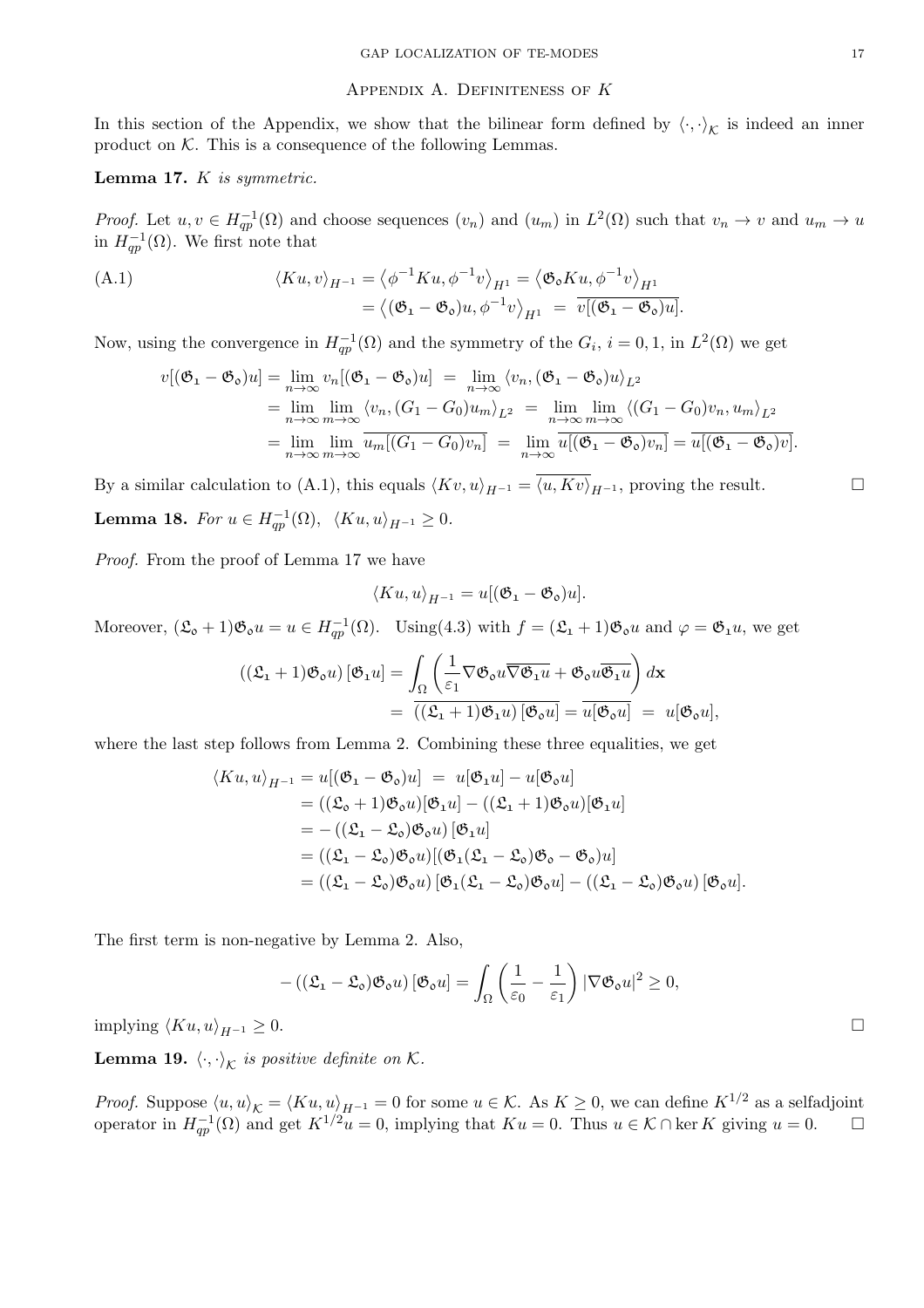## Appendix A. Definiteness of $K$

In this section of the Appendix, we show that the bilinear form defined by $\langle \cdot, \cdot \rangle_{\mathcal{K}}$ is indeed an inner product on $\mathcal{K}$. This is a consequence of the following Lemmas.

**Lemma 17.** *$K$ is symmetric.*

*Proof.* Let $u, v \in H^{-1}_{qp}(\Omega)$ and choose sequences $(v_n)$ and $(u_m)$ in $L^2(\Omega)$ such that $v_n \to v$ and $u_m \to u$ in $H^{-1}_{qp}(\Omega)$. We first note that

$$
\begin{aligned}
\text{(A.1)} \qquad \langle Ku, v \rangle_{H^{-1}} &= \left\langle \phi^{-1} Ku, \phi^{-1} v \right\rangle_{H^1} = \left\langle \mathfrak{G}_\mathfrak{o} Ku, \phi^{-1} v \right\rangle_{H^1} \\
&= \left\langle (\mathfrak{G}_\mathbf{1} - \mathfrak{G}_\mathfrak{o}) u, \phi^{-1} v \right\rangle_{H^1} \; = \; \overline{v[(\mathfrak{G}_\mathbf{1} - \mathfrak{G}_\mathfrak{o}) u]}.
\end{aligned}
$$

Now, using the convergence in $H^{-1}_{qp}(\Omega)$ and the symmetry of the $G_i$, $i = 0, 1$, in $L^2(\Omega)$ we get

$$
\begin{aligned}
v[(\mathfrak{G}_\mathbf{1} - \mathfrak{G}_\mathfrak{o})u] &= \lim_{n\to\infty} v_n[(\mathfrak{G}_\mathbf{1} - \mathfrak{G}_\mathfrak{o})u] \; = \; \lim_{n\to\infty} \langle v_n, (\mathfrak{G}_\mathbf{1} - \mathfrak{G}_\mathfrak{o})u \rangle_{L^2} \\
&= \lim_{n\to\infty} \lim_{m\to\infty} \langle v_n, (G_1 - G_0) u_m \rangle_{L^2} \; = \; \lim_{n\to\infty} \lim_{m\to\infty} \langle (G_1 - G_0) v_n, u_m \rangle_{L^2} \\
&= \lim_{n\to\infty} \lim_{m\to\infty} \overline{u_m[(G_1 - G_0) v_n]} \; = \; \lim_{n\to\infty} \overline{u[(\mathfrak{G}_\mathbf{1} - \mathfrak{G}_\mathfrak{o}) v_n]} = \overline{u[(\mathfrak{G}_\mathbf{1} - \mathfrak{G}_\mathfrak{o}) v]}.
\end{aligned}
$$

By a similar calculation to (A.1), this equals $\langle Kv, u \rangle_{H^{-1}} = \overline{\langle u, Kv \rangle}_{H^{-1}}$, proving the result. $\square$

**Lemma 18.** *For $u \in H^{-1}_{qp}(\Omega)$, $\langle Ku, u \rangle_{H^{-1}} \geq 0$.*

*Proof.* From the proof of Lemma 17 we have

$$
\langle Ku, u \rangle_{H^{-1}} = u[(\mathfrak{G}_\mathbf{1} - \mathfrak{G}_\mathfrak{o})u].
$$

Moreover, $(\mathfrak{L}_\mathfrak{o} + 1)\mathfrak{G}_\mathfrak{o} u = u \in H^{-1}_{qp}(\Omega)$. Using(4.3) with $f = (\mathfrak{L}_\mathbf{1} + 1)\mathfrak{G}_\mathfrak{o} u$ and $\varphi = \mathfrak{G}_\mathbf{1} u$, we get

$$
\begin{aligned}
((\mathfrak{L}_\mathbf{1} + 1)\mathfrak{G}_\mathfrak{o} u) [\mathfrak{G}_\mathbf{1} u] &= \int_\Omega \left( \frac{1}{\varepsilon_1} \nabla \mathfrak{G}_\mathfrak{o} u \overline{\nabla \mathfrak{G}_\mathbf{1} u} + \mathfrak{G}_\mathfrak{o} u \overline{\mathfrak{G}_\mathbf{1} u} \right) d\mathbf{x} \\
&= \overline{((\mathfrak{L}_\mathbf{1} + 1)\mathfrak{G}_\mathbf{1} u) [\mathfrak{G}_\mathfrak{o} u]} = \overline{u[\mathfrak{G}_\mathfrak{o} u]} \; = \; u[\mathfrak{G}_\mathfrak{o} u],
\end{aligned}
$$

where the last step follows from Lemma 2. Combining these three equalities, we get

$$
\begin{aligned}
\langle Ku, u \rangle_{H^{-1}} &= u[(\mathfrak{G}_\mathbf{1} - \mathfrak{G}_\mathfrak{o})u] \; = \; u[\mathfrak{G}_\mathbf{1} u] - u[\mathfrak{G}_\mathfrak{o} u] \\
&= ((\mathfrak{L}_\mathfrak{o} + 1)\mathfrak{G}_\mathfrak{o} u)[\mathfrak{G}_\mathbf{1} u] - ((\mathfrak{L}_\mathbf{1} + 1)\mathfrak{G}_\mathfrak{o} u)[\mathfrak{G}_\mathbf{1} u] \\
&= -\left((\mathfrak{L}_\mathbf{1} - \mathfrak{L}_\mathfrak{o})\mathfrak{G}_\mathfrak{o} u\right) [\mathfrak{G}_\mathbf{1} u] \\
&= ((\mathfrak{L}_\mathbf{1} - \mathfrak{L}_\mathfrak{o})\mathfrak{G}_\mathfrak{o} u)[(\mathfrak{G}_\mathbf{1}(\mathfrak{L}_\mathbf{1} - \mathfrak{L}_\mathfrak{o})\mathfrak{G}_\mathfrak{o} - \mathfrak{G}_\mathfrak{o})u] \\
&= ((\mathfrak{L}_\mathbf{1} - \mathfrak{L}_\mathfrak{o})\mathfrak{G}_\mathfrak{o} u) [\mathfrak{G}_\mathbf{1}(\mathfrak{L}_\mathbf{1} - \mathfrak{L}_\mathfrak{o})\mathfrak{G}_\mathfrak{o} u] - ((\mathfrak{L}_\mathbf{1} - \mathfrak{L}_\mathfrak{o})\mathfrak{G}_\mathfrak{o} u) [\mathfrak{G}_\mathfrak{o} u].
\end{aligned}
$$

The first term is non-negative by Lemma 2. Also,

$$
-\left((\mathfrak{L}_\mathbf{1} - \mathfrak{L}_\mathfrak{o})\mathfrak{G}_\mathfrak{o} u\right) [\mathfrak{G}_\mathfrak{o} u] = \int_\Omega \left( \frac{1}{\varepsilon_0} - \frac{1}{\varepsilon_1} \right) |\nabla \mathfrak{G}_\mathfrak{o} u|^2 \geq 0,
$$

implying $\langle Ku, u \rangle_{H^{-1}} \geq 0$. $\square$

**Lemma 19.** *$\langle \cdot, \cdot \rangle_{\mathcal{K}}$ is positive definite on $\mathcal{K}$.*

*Proof.* Suppose $\langle u, u \rangle_{\mathcal{K}} = \langle Ku, u \rangle_{H^{-1}} = 0$ for some $u \in \mathcal{K}$. As $K \geq 0$, we can define $K^{1/2}$ as a selfadjoint operator in $H^{-1}_{qp}(\Omega)$ and get $K^{1/2} u = 0$, implying that $Ku = 0$. Thus $u \in \mathcal{K} \cap \ker K$ giving $u = 0$. $\square$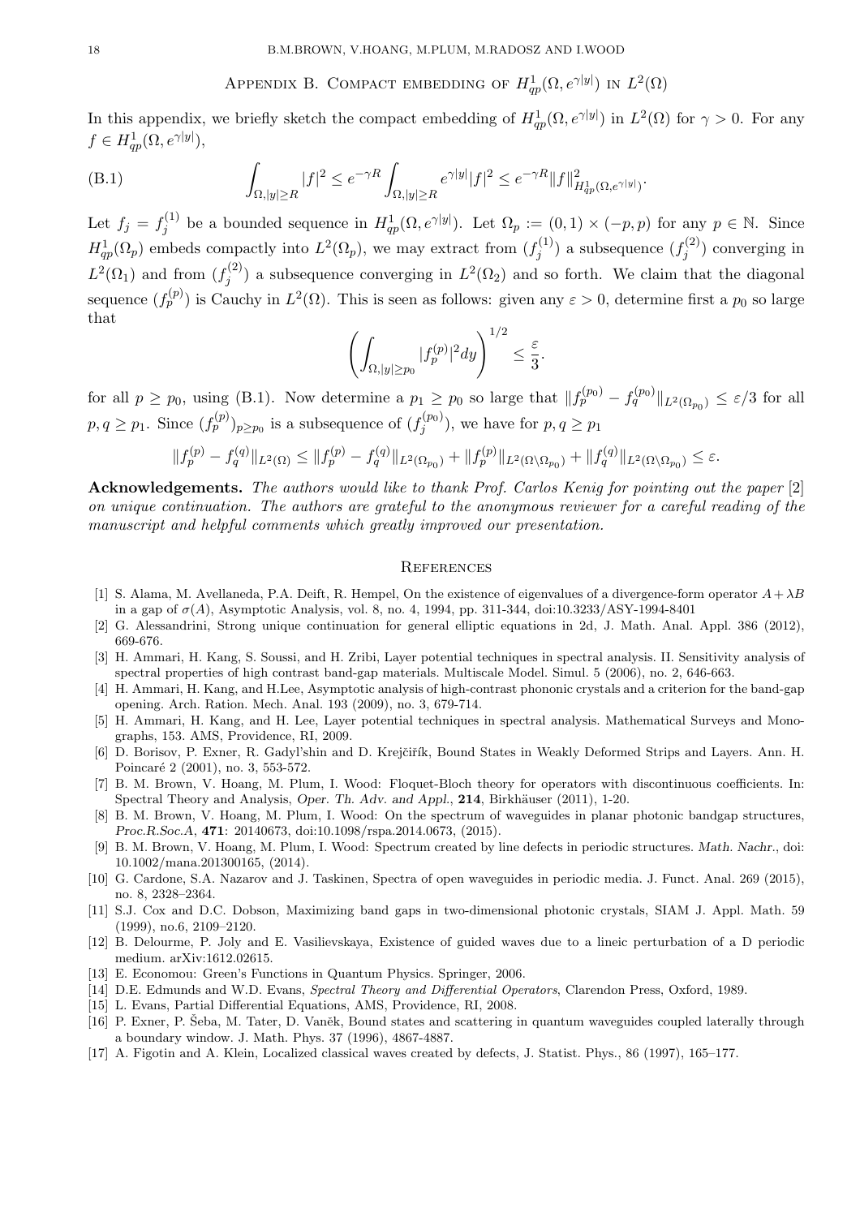## Appendix B. Compact embedding of $H^1_{qp}(\Omega, e^{\gamma|y|})$ in $L^2(\Omega)$

In this appendix, we briefly sketch the compact embedding of $H^1_{qp}(\Omega, e^{\gamma|y|})$ in $L^2(\Omega)$ for $\gamma > 0$. For any $f \in H^1_{qp}(\Omega, e^{\gamma|y|})$,

$$\int_{\Omega, |y|\geq R} |f|^2 \leq e^{-\gamma R} \int_{\Omega, |y|\geq R} e^{\gamma|y|}|f|^2 \leq e^{-\gamma R} \|f\|^2_{H^1_{qp}(\Omega, e^{\gamma|y|})}. \tag{B.1}$$

Let $f_j = f_j^{(1)}$ be a bounded sequence in $H^1_{qp}(\Omega, e^{\gamma|y|})$. Let $\Omega_p := (0,1) \times (-p, p)$ for any $p \in \mathbb{N}$. Since $H^1_{qp}(\Omega_p)$ embeds compactly into $L^2(\Omega_p)$, we may extract from $(f_j^{(1)})$ a subsequence $(f_j^{(2)})$ converging in $L^2(\Omega_1)$ and from $(f_j^{(2)})$ a subsequence converging in $L^2(\Omega_2)$ and so forth. We claim that the diagonal sequence $(f_p^{(p)})$ is Cauchy in $L^2(\Omega)$. This is seen as follows: given any $\varepsilon > 0$, determine first a $p_0$ so large that

$$\left( \int_{\Omega, |y|\geq p_0} |f_p^{(p)}|^2 dy \right)^{1/2} \leq \frac{\varepsilon}{3}.$$

for all $p \geq p_0$, using (B.1). Now determine a $p_1 \geq p_0$ so large that $\|f_p^{(p_0)} - f_q^{(p_0)}\|_{L^2(\Omega_{p_0})} \leq \varepsilon/3$ for all $p, q \geq p_1$. Since $(f_p^{(p)})_{p\geq p_0}$ is a subsequence of $(f_j^{(p_0)})$, we have for $p, q \geq p_1$

$$\|f_p^{(p)} - f_q^{(q)}\|_{L^2(\Omega)} \leq \|f_p^{(p)} - f_q^{(q)}\|_{L^2(\Omega_{p_0})} + \|f_p^{(p)}\|_{L^2(\Omega\setminus\Omega_{p_0})} + \|f_q^{(q)}\|_{L^2(\Omega\setminus\Omega_{p_0})} \leq \varepsilon.$$

**Acknowledgements.** *The authors would like to thank Prof. Carlos Kenig for pointing out the paper* [2] *on unique continuation. The authors are grateful to the anonymous reviewer for a careful reading of the manuscript and helpful comments which greatly improved our presentation.*

## References

[1] S. Alama, M. Avellaneda, P.A. Deift, R. Hempel, On the existence of eigenvalues of a divergence-form operator $A + \lambda B$ in a gap of $\sigma(A)$, Asymptotic Analysis, vol. 8, no. 4, 1994, pp. 311-344, doi:10.3233/ASY-1994-8401

[2] G. Alessandrini, Strong unique continuation for general elliptic equations in 2d, J. Math. Anal. Appl. 386 (2012), 669-676.

[3] H. Ammari, H. Kang, S. Soussi, and H. Zribi, Layer potential techniques in spectral analysis. II. Sensitivity analysis of spectral properties of high contrast band-gap materials. Multiscale Model. Simul. 5 (2006), no. 2, 646-663.

[4] H. Ammari, H. Kang, and H.Lee, Asymptotic analysis of high-contrast phononic crystals and a criterion for the band-gap opening. Arch. Ration. Mech. Anal. 193 (2009), no. 3, 679-714.

[5] H. Ammari, H. Kang, and H. Lee, Layer potential techniques in spectral analysis. Mathematical Surveys and Monographs, 153. AMS, Providence, RI, 2009.

[6] D. Borisov, P. Exner, R. Gadyl'shin and D. Krejčiřík, Bound States in Weakly Deformed Strips and Layers. Ann. H. Poincaré 2 (2001), no. 3, 553-572.

[7] B. M. Brown, V. Hoang, M. Plum, I. Wood: Floquet-Bloch theory for operators with discontinuous coefficients. In: Spectral Theory and Analysis, *Oper. Th. Adv. and Appl.*, **214**, Birkhäuser (2011), 1-20.

[8] B. M. Brown, V. Hoang, M. Plum, I. Wood: On the spectrum of waveguides in planar photonic bandgap structures, *Proc.R.Soc.A*, **471**: 20140673, doi:10.1098/rspa.2014.0673, (2015).

[9] B. M. Brown, V. Hoang, M. Plum, I. Wood: Spectrum created by line defects in periodic structures. *Math. Nachr.*, doi: 10.1002/mana.201300165, (2014).

[10] G. Cardone, S.A. Nazarov and J. Taskinen, Spectra of open waveguides in periodic media. J. Funct. Anal. 269 (2015), no. 8, 2328–2364.

[11] S.J. Cox and D.C. Dobson, Maximizing band gaps in two-dimensional photonic crystals, SIAM J. Appl. Math. 59 (1999), no.6, 2109–2120.

[12] B. Delourme, P. Joly and E. Vasilievskaya, Existence of guided waves due to a lineic perturbation of a D periodic medium. arXiv:1612.02615.

[13] E. Economou: Green's Functions in Quantum Physics. Springer, 2006.

[14] D.E. Edmunds and W.D. Evans, *Spectral Theory and Differential Operators*, Clarendon Press, Oxford, 1989.

[15] L. Evans, Partial Differential Equations, AMS, Providence, RI, 2008.

[16] P. Exner, P. Šeba, M. Tater, D. Vaněk, Bound states and scattering in quantum waveguides coupled laterally through a boundary window. J. Math. Phys. 37 (1996), 4867-4887.

[17] A. Figotin and A. Klein, Localized classical waves created by defects, J. Statist. Phys., 86 (1997), 165–177.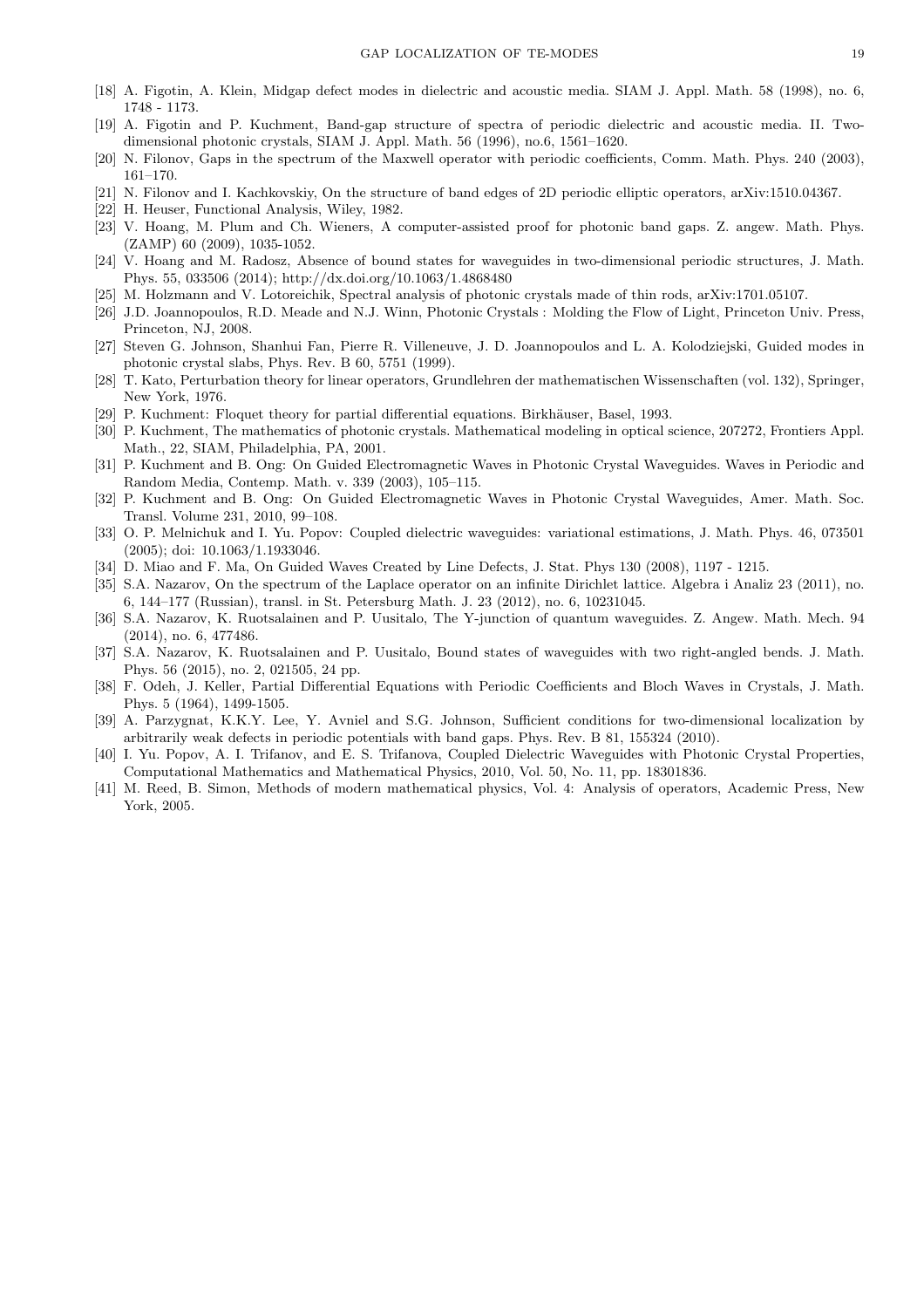[18] A. Figotin, A. Klein, Midgap defect modes in dielectric and acoustic media. SIAM J. Appl. Math. 58 (1998), no. 6, 1748 - 1173.

[19] A. Figotin and P. Kuchment, Band-gap structure of spectra of periodic dielectric and acoustic media. II. Two-dimensional photonic crystals, SIAM J. Appl. Math. 56 (1996), no.6, 1561–1620.

[20] N. Filonov, Gaps in the spectrum of the Maxwell operator with periodic coefficients, Comm. Math. Phys. 240 (2003), 161–170.

[21] N. Filonov and I. Kachkovskiy, On the structure of band edges of 2D periodic elliptic operators, arXiv:1510.04367.

[22] H. Heuser, Functional Analysis, Wiley, 1982.

[23] V. Hoang, M. Plum and Ch. Wieners, A computer-assisted proof for photonic band gaps. Z. angew. Math. Phys. (ZAMP) 60 (2009), 1035-1052.

[24] V. Hoang and M. Radosz, Absence of bound states for waveguides in two-dimensional periodic structures, J. Math. Phys. 55, 033506 (2014); http://dx.doi.org/10.1063/1.4868480

[25] M. Holzmann and V. Lotoreichik, Spectral analysis of photonic crystals made of thin rods, arXiv:1701.05107.

[26] J.D. Joannopoulos, R.D. Meade and N.J. Winn, Photonic Crystals : Molding the Flow of Light, Princeton Univ. Press, Princeton, NJ, 2008.

[27] Steven G. Johnson, Shanhui Fan, Pierre R. Villeneuve, J. D. Joannopoulos and L. A. Kolodziejski, Guided modes in photonic crystal slabs, Phys. Rev. B 60, 5751 (1999).

[28] T. Kato, Perturbation theory for linear operators, Grundlehren der mathematischen Wissenschaften (vol. 132), Springer, New York, 1976.

[29] P. Kuchment: Floquet theory for partial differential equations. Birkhäuser, Basel, 1993.

[30] P. Kuchment, The mathematics of photonic crystals. Mathematical modeling in optical science, 207272, Frontiers Appl. Math., 22, SIAM, Philadelphia, PA, 2001.

[31] P. Kuchment and B. Ong: On Guided Electromagnetic Waves in Photonic Crystal Waveguides. Waves in Periodic and Random Media, Contemp. Math. v. 339 (2003), 105–115.

[32] P. Kuchment and B. Ong: On Guided Electromagnetic Waves in Photonic Crystal Waveguides, Amer. Math. Soc. Transl. Volume 231, 2010, 99–108.

[33] O. P. Melnichuk and I. Yu. Popov: Coupled dielectric waveguides: variational estimations, J. Math. Phys. 46, 073501 (2005); doi: 10.1063/1.1933046.

[34] D. Miao and F. Ma, On Guided Waves Created by Line Defects, J. Stat. Phys 130 (2008), 1197 - 1215.

[35] S.A. Nazarov, On the spectrum of the Laplace operator on an infinite Dirichlet lattice. Algebra i Analiz 23 (2011), no. 6, 144–177 (Russian), transl. in St. Petersburg Math. J. 23 (2012), no. 6, 10231045.

[36] S.A. Nazarov, K. Ruotsalainen and P. Uusitalo, The Y-junction of quantum waveguides. Z. Angew. Math. Mech. 94 (2014), no. 6, 477486.

[37] S.A. Nazarov, K. Ruotsalainen and P. Uusitalo, Bound states of waveguides with two right-angled bends. J. Math. Phys. 56 (2015), no. 2, 021505, 24 pp.

[38] F. Odeh, J. Keller, Partial Differential Equations with Periodic Coefficients and Bloch Waves in Crystals, J. Math. Phys. 5 (1964), 1499-1505.

[39] A. Parzygnat, K.K.Y. Lee, Y. Avniel and S.G. Johnson, Sufficient conditions for two-dimensional localization by arbitrarily weak defects in periodic potentials with band gaps. Phys. Rev. B 81, 155324 (2010).

[40] I. Yu. Popov, A. I. Trifanov, and E. S. Trifanova, Coupled Dielectric Waveguides with Photonic Crystal Properties, Computational Mathematics and Mathematical Physics, 2010, Vol. 50, No. 11, pp. 18301836.

[41] M. Reed, B. Simon, Methods of modern mathematical physics, Vol. 4: Analysis of operators, Academic Press, New York, 2005.